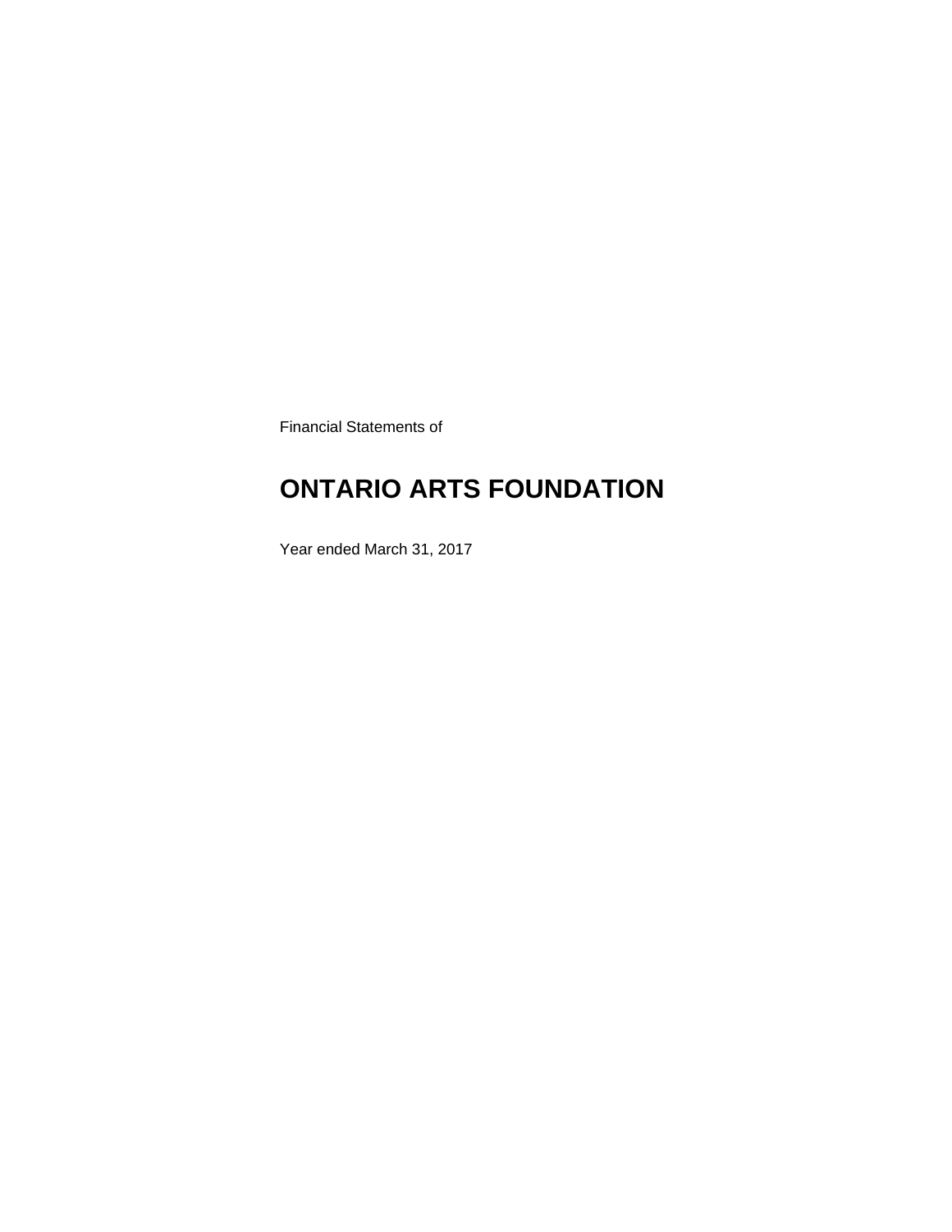Financial Statements of

# ONTARIO ARTS FOUNDATION

Year ended March 31, 2017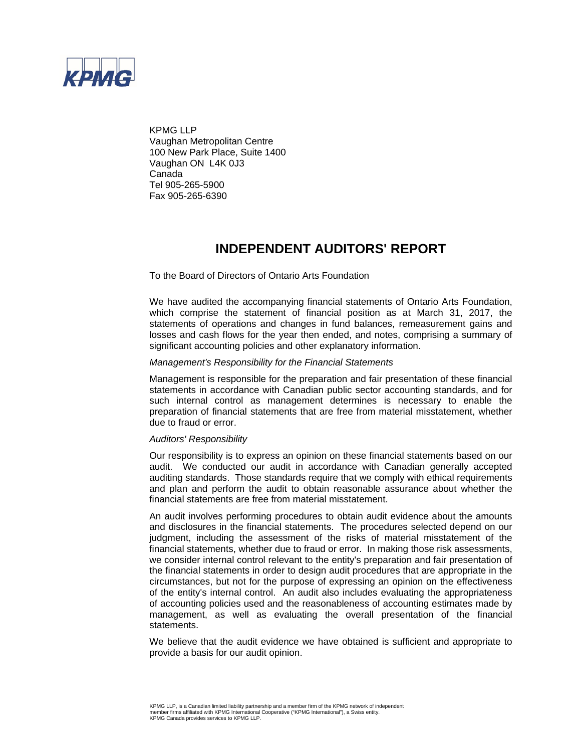KPMG LLP
Vaughan Metropolitan Centre
100 New Park Place, Suite 1400
Vaughan ON L4K 0J3
Canada
Tel 905-265-5900
Fax 905-265-6390

# INDEPENDENT AUDITORS' REPORT

To the Board of Directors of Ontario Arts Foundation

We have audited the accompanying financial statements of Ontario Arts Foundation, which comprise the statement of financial position as at March 31, 2017, the statements of operations and changes in fund balances, remeasurement gains and losses and cash flows for the year then ended, and notes, comprising a summary of significant accounting policies and other explanatory information.

*Management's Responsibility for the Financial Statements*

Management is responsible for the preparation and fair presentation of these financial statements in accordance with Canadian public sector accounting standards, and for such internal control as management determines is necessary to enable the preparation of financial statements that are free from material misstatement, whether due to fraud or error.

*Auditors' Responsibility*

Our responsibility is to express an opinion on these financial statements based on our audit. We conducted our audit in accordance with Canadian generally accepted auditing standards. Those standards require that we comply with ethical requirements and plan and perform the audit to obtain reasonable assurance about whether the financial statements are free from material misstatement.

An audit involves performing procedures to obtain audit evidence about the amounts and disclosures in the financial statements. The procedures selected depend on our judgment, including the assessment of the risks of material misstatement of the financial statements, whether due to fraud or error. In making those risk assessments, we consider internal control relevant to the entity's preparation and fair presentation of the financial statements in order to design audit procedures that are appropriate in the circumstances, but not for the purpose of expressing an opinion on the effectiveness of the entity's internal control. An audit also includes evaluating the appropriateness of accounting policies used and the reasonableness of accounting estimates made by management, as well as evaluating the overall presentation of the financial statements.

We believe that the audit evidence we have obtained is sufficient and appropriate to provide a basis for our audit opinion.

KPMG LLP, is a Canadian limited liability partnership and a member firm of the KPMG network of independent member firms affiliated with KPMG International Cooperative ("KPMG International"), a Swiss entity. KPMG Canada provides services to KPMG LLP.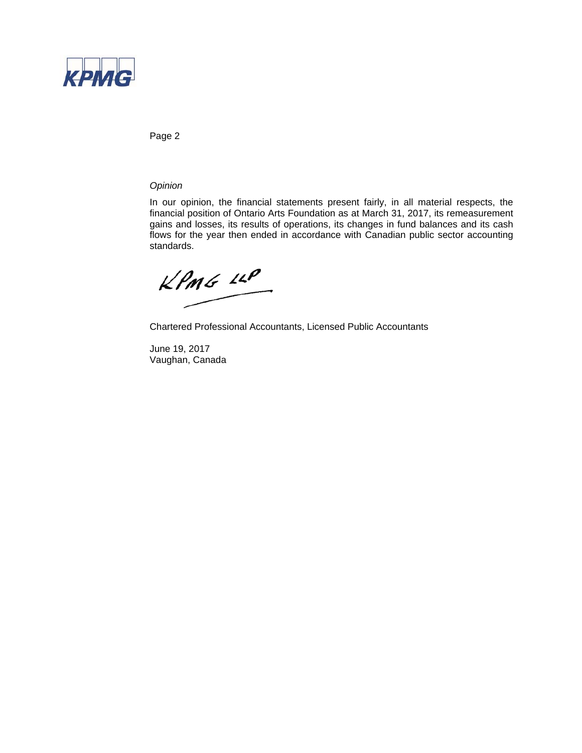*Opinion*

In our opinion, the financial statements present fairly, in all material respects, the financial position of Ontario Arts Foundation as at March 31, 2017, its remeasurement gains and losses, its results of operations, its changes in fund balances and its cash flows for the year then ended in accordance with Canadian public sector accounting standards.

KPMG LLP

Chartered Professional Accountants, Licensed Public Accountants

June 19, 2017
Vaughan, Canada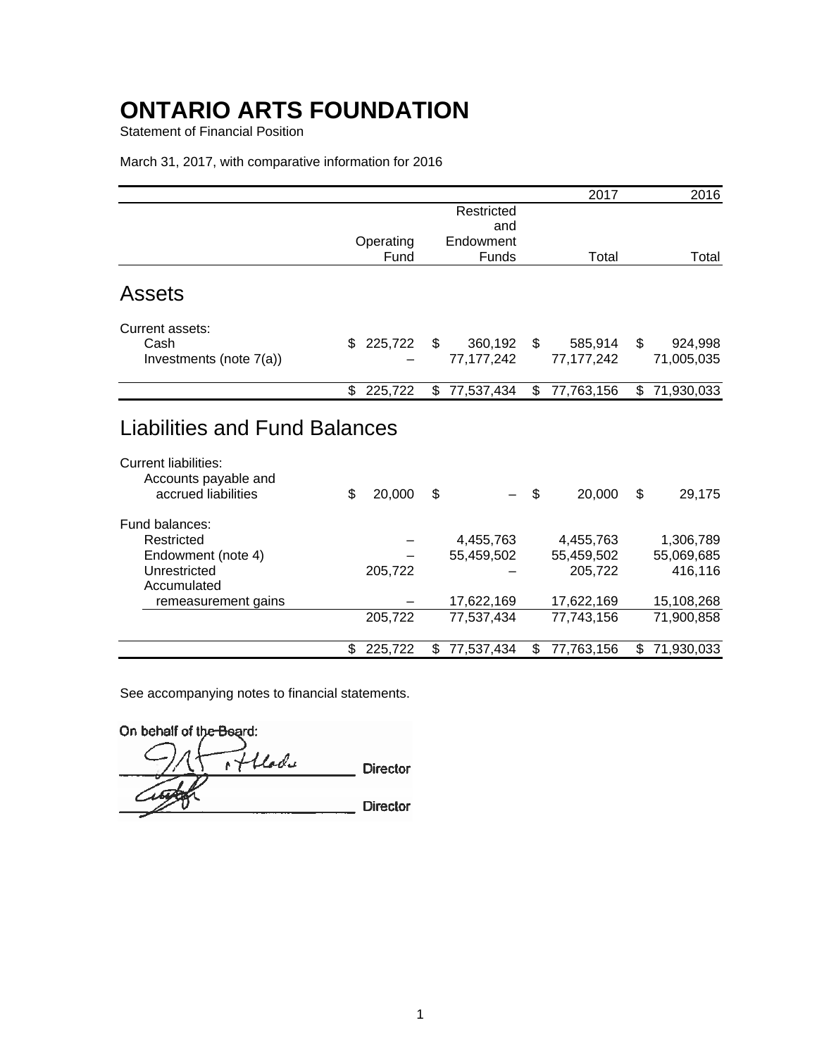# ONTARIO ARTS FOUNDATION

Statement of Financial Position

March 31, 2017, with comparative information for 2016

| | Operating Fund | Restricted and Endowment Funds | 2017 Total | 2016 Total |
|---|---|---|---|---|
| **Assets** | | | | |
| Current assets: | | | | |
| Cash | $ 225,722 | $ 360,192 | $ 585,914 | $ 924,998 |
| Investments (note 7(a)) | – | 77,177,242 | 77,177,242 | 71,005,035 |
| | $ 225,722 | $ 77,537,434 | $ 77,763,156 | $ 71,930,033 |
| **Liabilities and Fund Balances** | | | | |
| Current liabilities: | | | | |
| Accounts payable and accrued liabilities | $ 20,000 | $ – | $ 20,000 | $ 29,175 |
| Fund balances: | | | | |
| Restricted | – | 4,455,763 | 4,455,763 | 1,306,789 |
| Endowment (note 4) | – | 55,459,502 | 55,459,502 | 55,069,685 |
| Unrestricted | 205,722 | – | 205,722 | 416,116 |
| Accumulated remeasurement gains | – | 17,622,169 | 17,622,169 | 15,108,268 |
| | 205,722 | 77,537,434 | 77,743,156 | 71,900,858 |
| | $ 225,722 | $ 77,537,434 | $ 77,763,156 | $ 71,930,033 |

See accompanying notes to financial statements.

On behalf of the Board:

_______________________ Director

_______________________ Director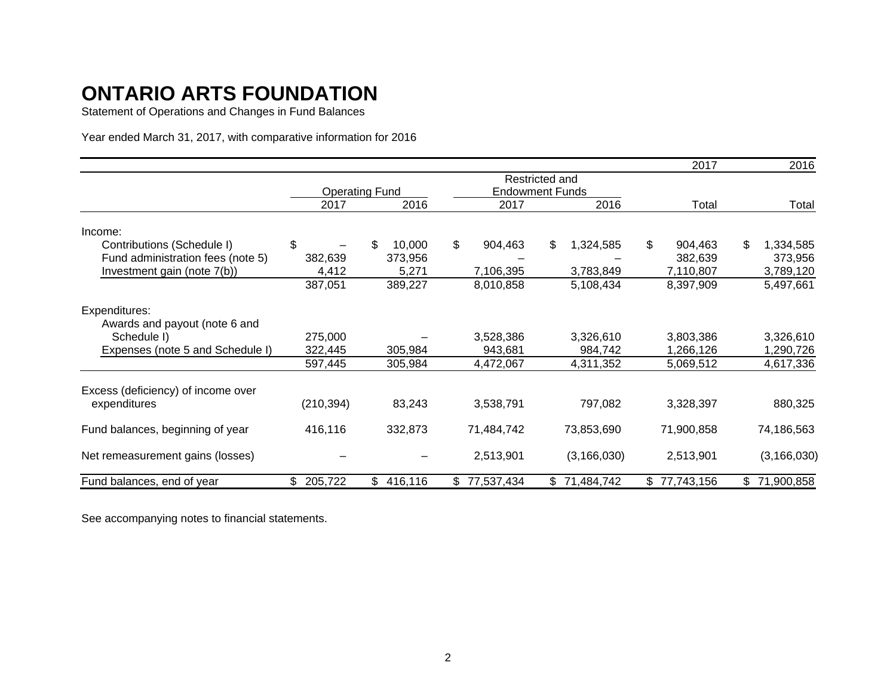# ONTARIO ARTS FOUNDATION

Statement of Operations and Changes in Fund Balances

Year ended March 31, 2017, with comparative information for 2016

| | Operating Fund | | Restricted and Endowment Funds | | 2017 | 2016 |
|---|---|---|---|---|---|---|
| | 2017 | 2016 | 2017 | 2016 | Total | Total |
| Income: | | | | | | |
| Contributions (Schedule I) | $ – | $ 10,000 | $ 904,463 | $ 1,324,585 | $ 904,463 | $ 1,334,585 |
| Fund administration fees (note 5) | 382,639 | 373,956 | – | – | 382,639 | 373,956 |
| Investment gain (note 7(b)) | 4,412 | 5,271 | 7,106,395 | 3,783,849 | 7,110,807 | 3,789,120 |
| | 387,051 | 389,227 | 8,010,858 | 5,108,434 | 8,397,909 | 5,497,661 |
| Expenditures: | | | | | | |
| Awards and payout (note 6 and Schedule I) | 275,000 | – | 3,528,386 | 3,326,610 | 3,803,386 | 3,326,610 |
| Expenses (note 5 and Schedule I) | 322,445 | 305,984 | 943,681 | 984,742 | 1,266,126 | 1,290,726 |
| | 597,445 | 305,984 | 4,472,067 | 4,311,352 | 5,069,512 | 4,617,336 |
| Excess (deficiency) of income over expenditures | (210,394) | 83,243 | 3,538,791 | 797,082 | 3,328,397 | 880,325 |
| Fund balances, beginning of year | 416,116 | 332,873 | 71,484,742 | 73,853,690 | 71,900,858 | 74,186,563 |
| Net remeasurement gains (losses) | – | – | 2,513,901 | (3,166,030) | 2,513,901 | (3,166,030) |
| Fund balances, end of year | $ 205,722 | $ 416,116 | $ 77,537,434 | $ 71,484,742 | $ 77,743,156 | $ 71,900,858 |

See accompanying notes to financial statements.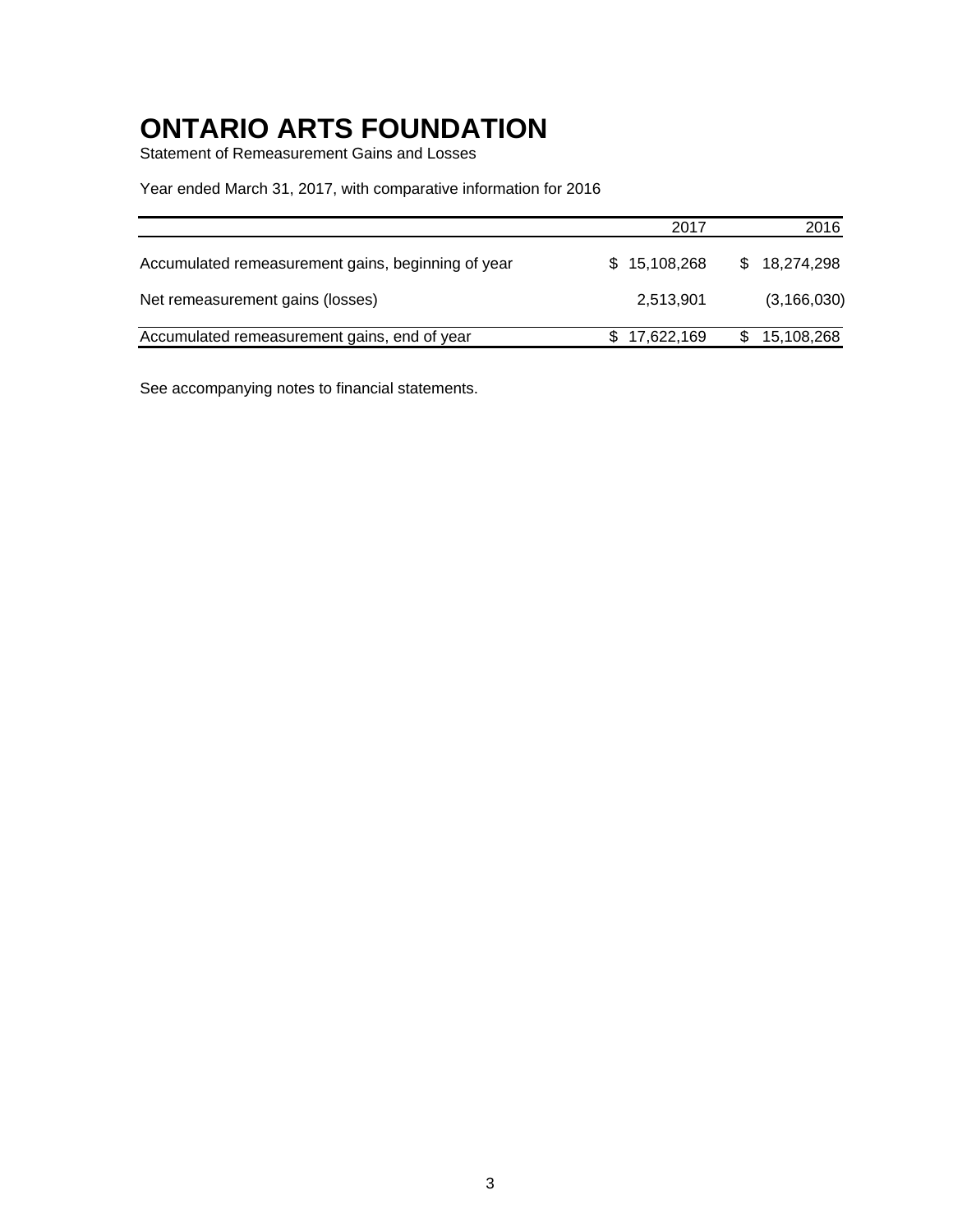# ONTARIO ARTS FOUNDATION

Statement of Remeasurement Gains and Losses

Year ended March 31, 2017, with comparative information for 2016

| | 2017 | 2016 |
|---|---|---|
| Accumulated remeasurement gains, beginning of year | $ 15,108,268 | $ 18,274,298 |
| Net remeasurement gains (losses) | 2,513,901 | (3,166,030) |
| Accumulated remeasurement gains, end of year | $ 17,622,169 | $ 15,108,268 |

See accompanying notes to financial statements.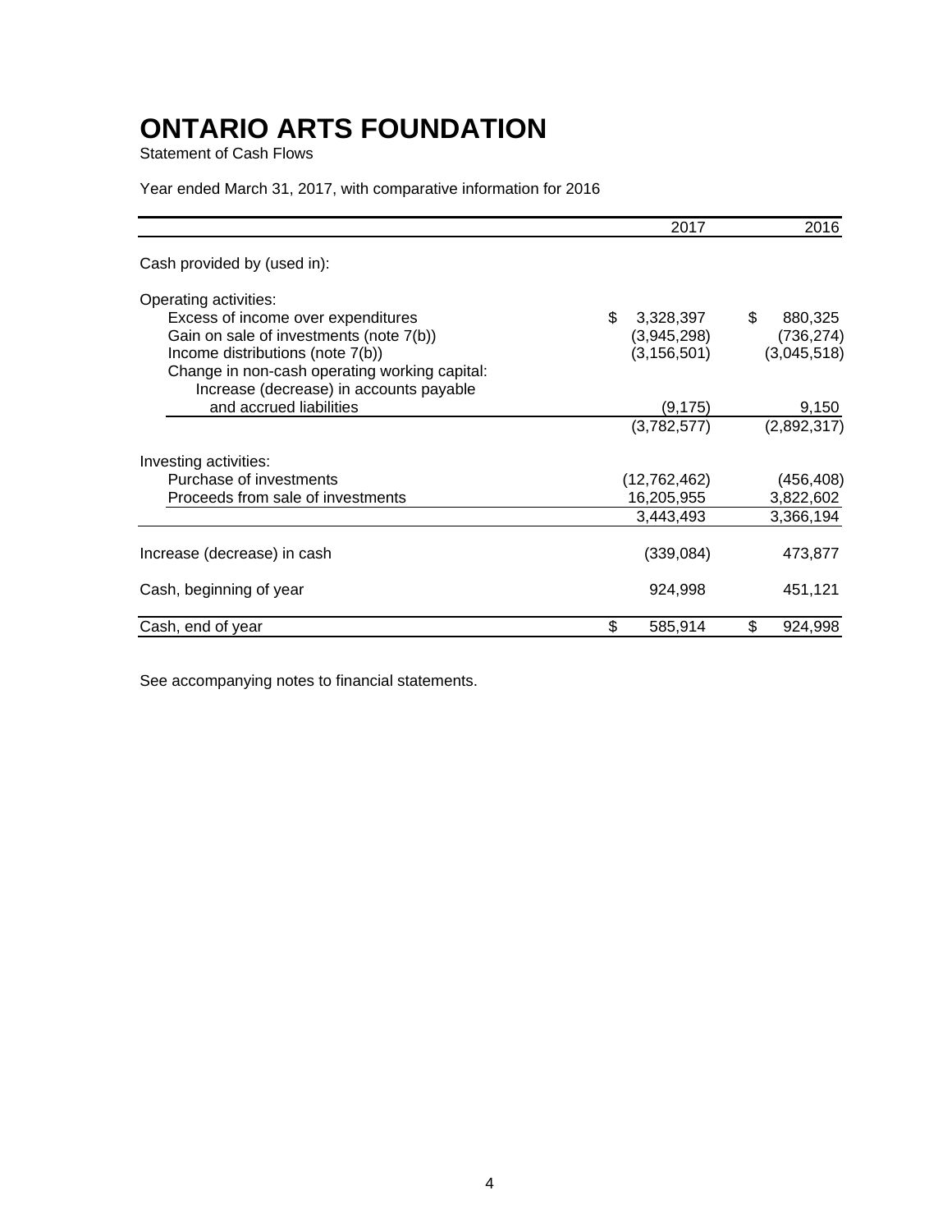# ONTARIO ARTS FOUNDATION

Statement of Cash Flows

Year ended March 31, 2017, with comparative information for 2016

| | 2017 | 2016 |
|---|---|---|
| Cash provided by (used in): | | |
| Operating activities: | | |
| Excess of income over expenditures | $ 3,328,397 | $ 880,325 |
| Gain on sale of investments (note 7(b)) | (3,945,298) | (736,274) |
| Income distributions (note 7(b)) | (3,156,501) | (3,045,518) |
| Change in non-cash operating working capital: | | |
| Increase (decrease) in accounts payable and accrued liabilities | (9,175) | 9,150 |
| | (3,782,577) | (2,892,317) |
| Investing activities: | | |
| Purchase of investments | (12,762,462) | (456,408) |
| Proceeds from sale of investments | 16,205,955 | 3,822,602 |
| | 3,443,493 | 3,366,194 |
| Increase (decrease) in cash | (339,084) | 473,877 |
| Cash, beginning of year | 924,998 | 451,121 |
| Cash, end of year | $ 585,914 | $ 924,998 |

See accompanying notes to financial statements.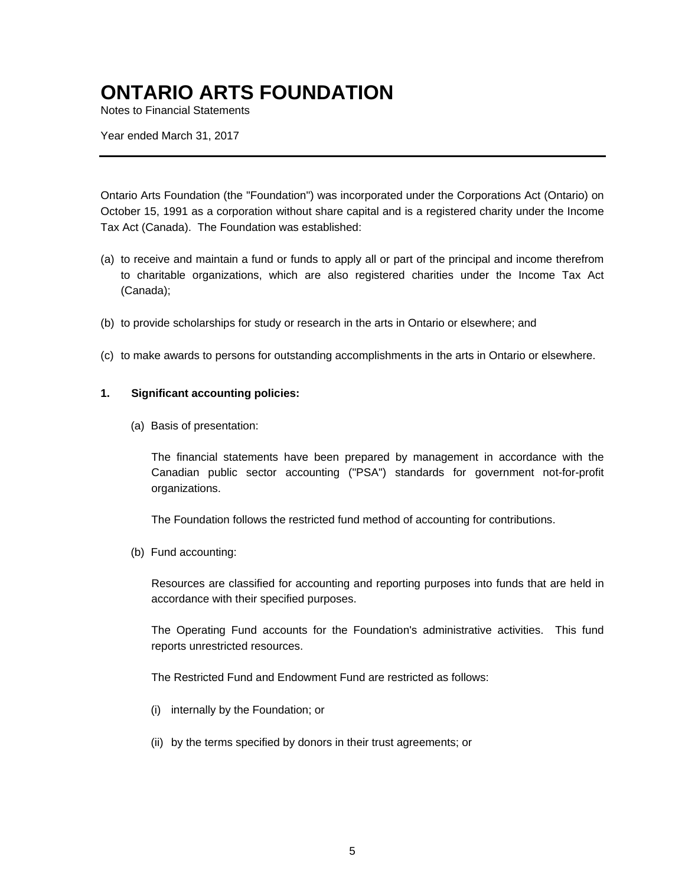# ONTARIO ARTS FOUNDATION

Notes to Financial Statements

Year ended March 31, 2017

---

Ontario Arts Foundation (the "Foundation") was incorporated under the Corporations Act (Ontario) on October 15, 1991 as a corporation without share capital and is a registered charity under the Income Tax Act (Canada). The Foundation was established:

(a) to receive and maintain a fund or funds to apply all or part of the principal and income therefrom to charitable organizations, which are also registered charities under the Income Tax Act (Canada);

(b) to provide scholarships for study or research in the arts in Ontario or elsewhere; and

(c) to make awards to persons for outstanding accomplishments in the arts in Ontario or elsewhere.

**1. Significant accounting policies:**

(a) Basis of presentation:

The financial statements have been prepared by management in accordance with the Canadian public sector accounting ("PSA") standards for government not-for-profit organizations.

The Foundation follows the restricted fund method of accounting for contributions.

(b) Fund accounting:

Resources are classified for accounting and reporting purposes into funds that are held in accordance with their specified purposes.

The Operating Fund accounts for the Foundation's administrative activities. This fund reports unrestricted resources.

The Restricted Fund and Endowment Fund are restricted as follows:

(i) internally by the Foundation; or

(ii) by the terms specified by donors in their trust agreements; or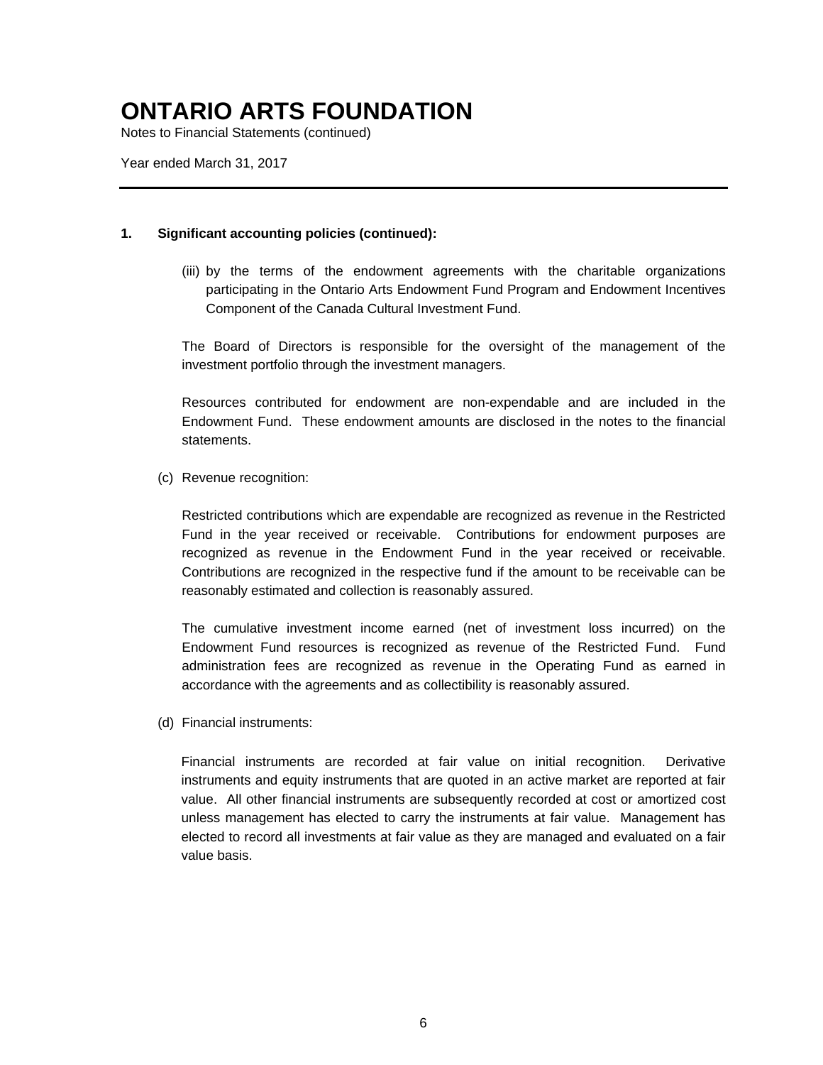# ONTARIO ARTS FOUNDATION

Notes to Financial Statements (continued)

Year ended March 31, 2017

**1. Significant accounting policies (continued):**

(iii) by the terms of the endowment agreements with the charitable organizations participating in the Ontario Arts Endowment Fund Program and Endowment Incentives Component of the Canada Cultural Investment Fund.

The Board of Directors is responsible for the oversight of the management of the investment portfolio through the investment managers.

Resources contributed for endowment are non-expendable and are included in the Endowment Fund. These endowment amounts are disclosed in the notes to the financial statements.

(c) Revenue recognition:

Restricted contributions which are expendable are recognized as revenue in the Restricted Fund in the year received or receivable. Contributions for endowment purposes are recognized as revenue in the Endowment Fund in the year received or receivable. Contributions are recognized in the respective fund if the amount to be receivable can be reasonably estimated and collection is reasonably assured.

The cumulative investment income earned (net of investment loss incurred) on the Endowment Fund resources is recognized as revenue of the Restricted Fund. Fund administration fees are recognized as revenue in the Operating Fund as earned in accordance with the agreements and as collectibility is reasonably assured.

(d) Financial instruments:

Financial instruments are recorded at fair value on initial recognition. Derivative instruments and equity instruments that are quoted in an active market are reported at fair value. All other financial instruments are subsequently recorded at cost or amortized cost unless management has elected to carry the instruments at fair value. Management has elected to record all investments at fair value as they are managed and evaluated on a fair value basis.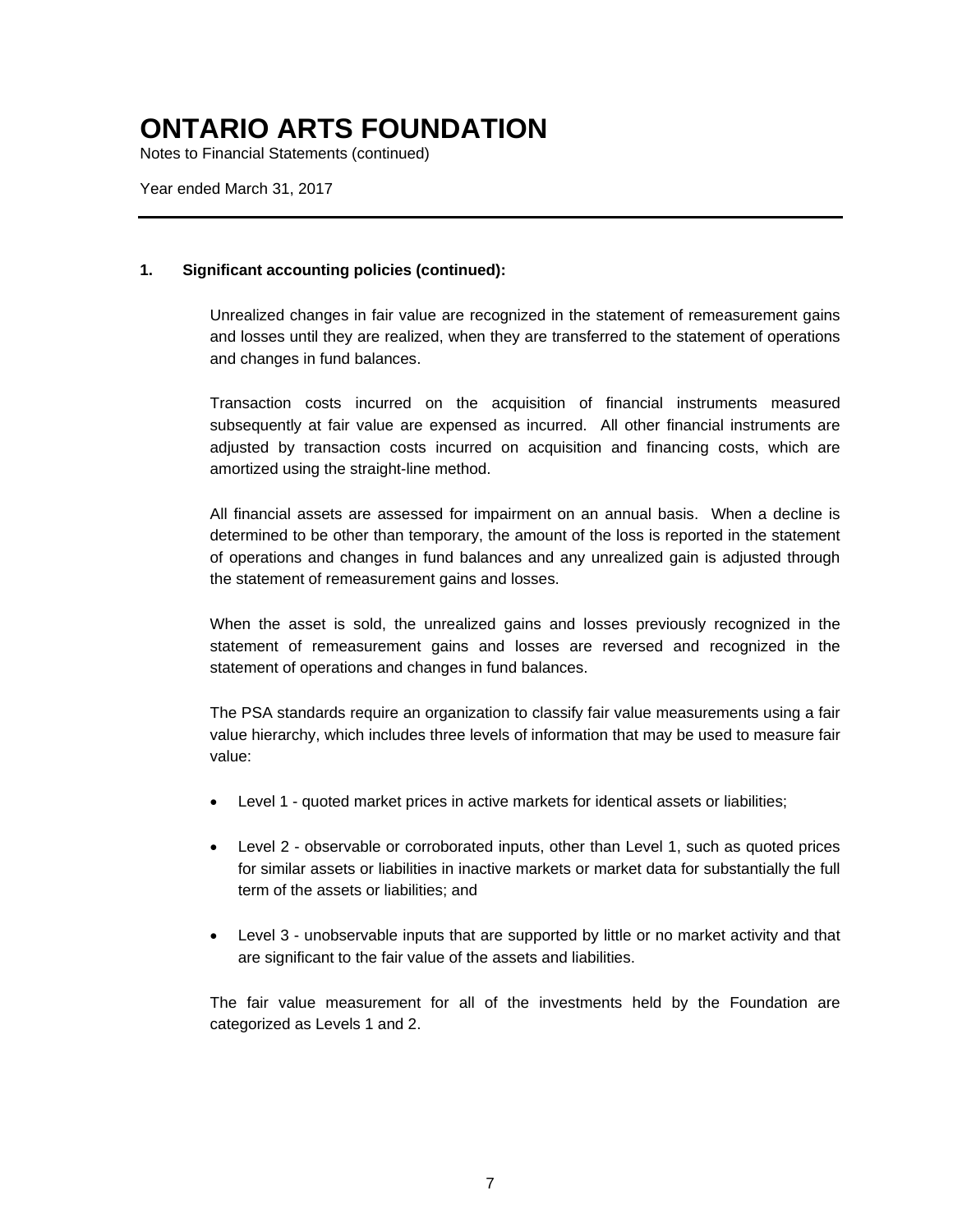# ONTARIO ARTS FOUNDATION

Notes to Financial Statements (continued)

Year ended March 31, 2017

---

**1. Significant accounting policies (continued):**

Unrealized changes in fair value are recognized in the statement of remeasurement gains and losses until they are realized, when they are transferred to the statement of operations and changes in fund balances.

Transaction costs incurred on the acquisition of financial instruments measured subsequently at fair value are expensed as incurred. All other financial instruments are adjusted by transaction costs incurred on acquisition and financing costs, which are amortized using the straight-line method.

All financial assets are assessed for impairment on an annual basis. When a decline is determined to be other than temporary, the amount of the loss is reported in the statement of operations and changes in fund balances and any unrealized gain is adjusted through the statement of remeasurement gains and losses.

When the asset is sold, the unrealized gains and losses previously recognized in the statement of remeasurement gains and losses are reversed and recognized in the statement of operations and changes in fund balances.

The PSA standards require an organization to classify fair value measurements using a fair value hierarchy, which includes three levels of information that may be used to measure fair value:

- Level 1 - quoted market prices in active markets for identical assets or liabilities;
- Level 2 - observable or corroborated inputs, other than Level 1, such as quoted prices for similar assets or liabilities in inactive markets or market data for substantially the full term of the assets or liabilities; and
- Level 3 - unobservable inputs that are supported by little or no market activity and that are significant to the fair value of the assets and liabilities.

The fair value measurement for all of the investments held by the Foundation are categorized as Levels 1 and 2.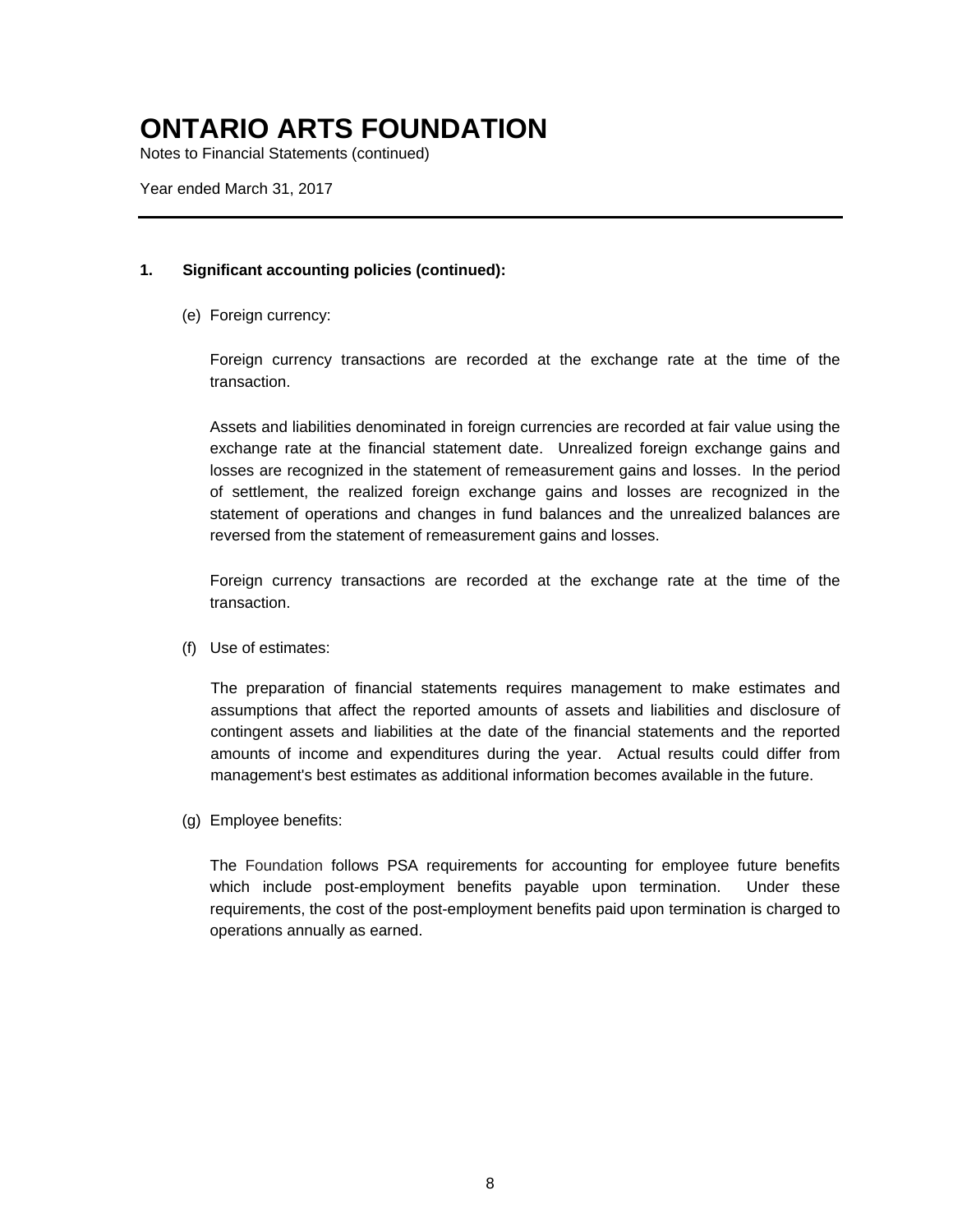# ONTARIO ARTS FOUNDATION

Notes to Financial Statements (continued)

Year ended March 31, 2017

---

**1. Significant accounting policies (continued):**

(e) Foreign currency:

Foreign currency transactions are recorded at the exchange rate at the time of the transaction.

Assets and liabilities denominated in foreign currencies are recorded at fair value using the exchange rate at the financial statement date. Unrealized foreign exchange gains and losses are recognized in the statement of remeasurement gains and losses. In the period of settlement, the realized foreign exchange gains and losses are recognized in the statement of operations and changes in fund balances and the unrealized balances are reversed from the statement of remeasurement gains and losses.

Foreign currency transactions are recorded at the exchange rate at the time of the transaction.

(f) Use of estimates:

The preparation of financial statements requires management to make estimates and assumptions that affect the reported amounts of assets and liabilities and disclosure of contingent assets and liabilities at the date of the financial statements and the reported amounts of income and expenditures during the year. Actual results could differ from management's best estimates as additional information becomes available in the future.

(g) Employee benefits:

The Foundation follows PSA requirements for accounting for employee future benefits which include post-employment benefits payable upon termination. Under these requirements, the cost of the post-employment benefits paid upon termination is charged to operations annually as earned.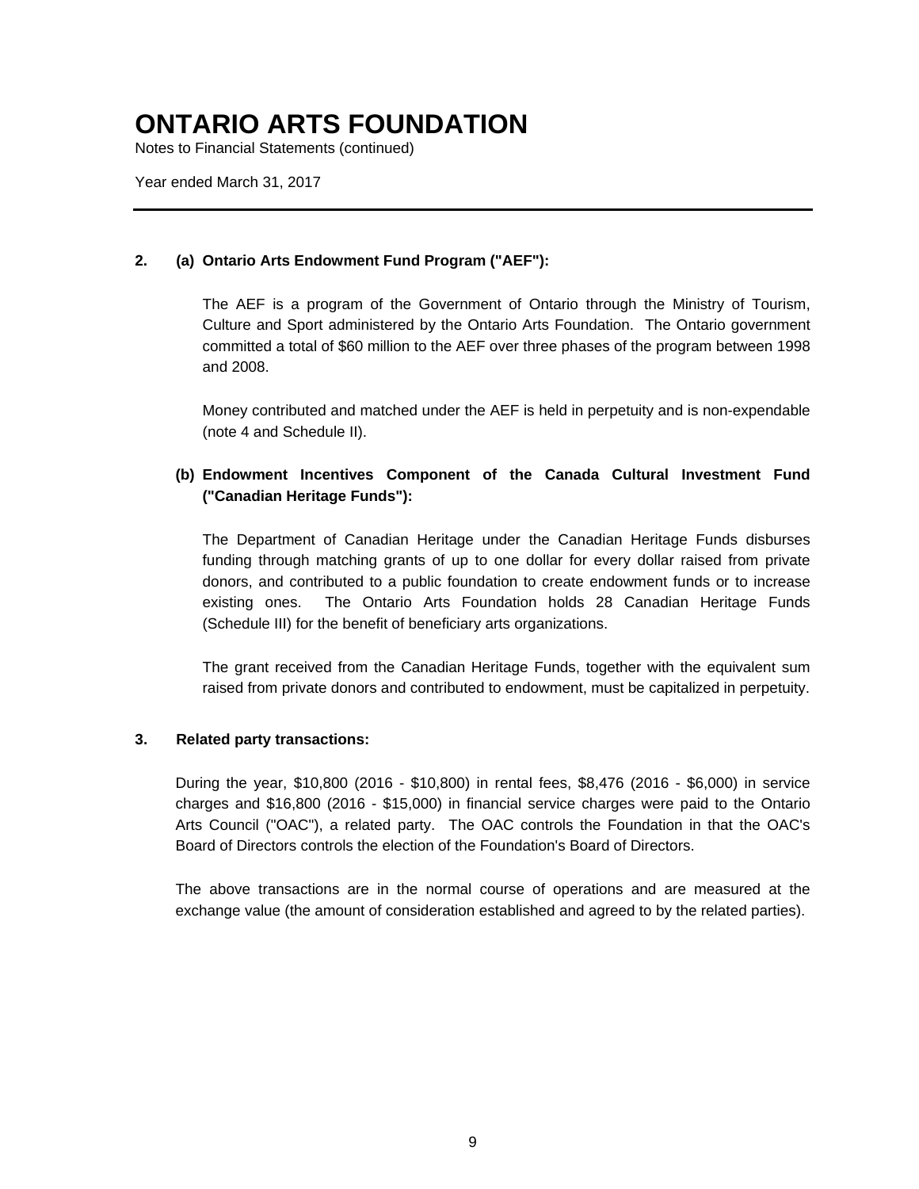# ONTARIO ARTS FOUNDATION

Notes to Financial Statements (continued)

Year ended March 31, 2017

---

**2. (a) Ontario Arts Endowment Fund Program ("AEF"):**

The AEF is a program of the Government of Ontario through the Ministry of Tourism, Culture and Sport administered by the Ontario Arts Foundation. The Ontario government committed a total of $60 million to the AEF over three phases of the program between 1998 and 2008.

Money contributed and matched under the AEF is held in perpetuity and is non-expendable (note 4 and Schedule II).

**(b) Endowment Incentives Component of the Canada Cultural Investment Fund ("Canadian Heritage Funds"):**

The Department of Canadian Heritage under the Canadian Heritage Funds disburses funding through matching grants of up to one dollar for every dollar raised from private donors, and contributed to a public foundation to create endowment funds or to increase existing ones. The Ontario Arts Foundation holds 28 Canadian Heritage Funds (Schedule III) for the benefit of beneficiary arts organizations.

The grant received from the Canadian Heritage Funds, together with the equivalent sum raised from private donors and contributed to endowment, must be capitalized in perpetuity.

**3. Related party transactions:**

During the year, $10,800 (2016 - $10,800) in rental fees, $8,476 (2016 - $6,000) in service charges and $16,800 (2016 - $15,000) in financial service charges were paid to the Ontario Arts Council ("OAC"), a related party. The OAC controls the Foundation in that the OAC's Board of Directors controls the election of the Foundation's Board of Directors.

The above transactions are in the normal course of operations and are measured at the exchange value (the amount of consideration established and agreed to by the related parties).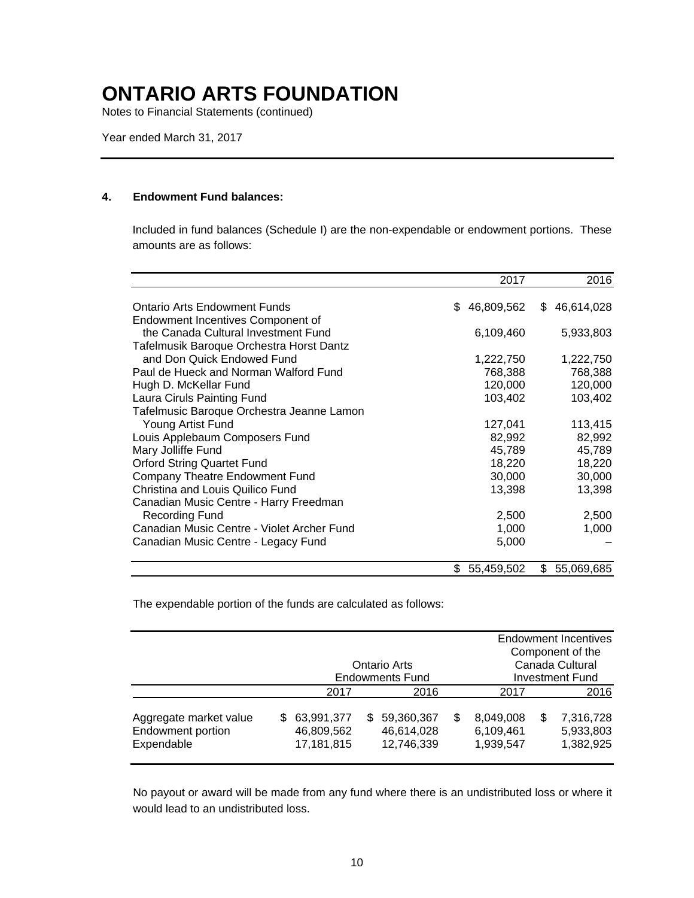# ONTARIO ARTS FOUNDATION

Notes to Financial Statements (continued)

Year ended March 31, 2017

## 4. Endowment Fund balances:

Included in fund balances (Schedule I) are the non-expendable or endowment portions. These amounts are as follows:

| | 2017 | 2016 |
|---|---|---|
| Ontario Arts Endowment Funds | $ 46,809,562 | $ 46,614,028 |
| Endowment Incentives Component of the Canada Cultural Investment Fund | 6,109,460 | 5,933,803 |
| Tafelmusik Baroque Orchestra Horst Dantz and Don Quick Endowed Fund | 1,222,750 | 1,222,750 |
| Paul de Hueck and Norman Walford Fund | 768,388 | 768,388 |
| Hugh D. McKellar Fund | 120,000 | 120,000 |
| Laura Ciruls Painting Fund | 103,402 | 103,402 |
| Tafelmusic Baroque Orchestra Jeanne Lamon Young Artist Fund | 127,041 | 113,415 |
| Louis Applebaum Composers Fund | 82,992 | 82,992 |
| Mary Jolliffe Fund | 45,789 | 45,789 |
| Orford String Quartet Fund | 18,220 | 18,220 |
| Company Theatre Endowment Fund | 30,000 | 30,000 |
| Christina and Louis Quilico Fund | 13,398 | 13,398 |
| Canadian Music Centre - Harry Freedman Recording Fund | 2,500 | 2,500 |
| Canadian Music Centre - Violet Archer Fund | 1,000 | 1,000 |
| Canadian Music Centre - Legacy Fund | 5,000 | – |
| | $ 55,459,502 | $ 55,069,685 |

The expendable portion of the funds are calculated as follows:

| | Ontario Arts Endowments Fund | | Endowment Incentives Component of the Canada Cultural Investment Fund | |
|---|---|---|---|---|
| | 2017 | 2016 | 2017 | 2016 |
| Aggregate market value | $ 63,991,377 | $ 59,360,367 | $ 8,049,008 | $ 7,316,728 |
| Endowment portion | 46,809,562 | 46,614,028 | 6,109,461 | 5,933,803 |
| Expendable | 17,181,815 | 12,746,339 | 1,939,547 | 1,382,925 |

No payout or award will be made from any fund where there is an undistributed loss or where it would lead to an undistributed loss.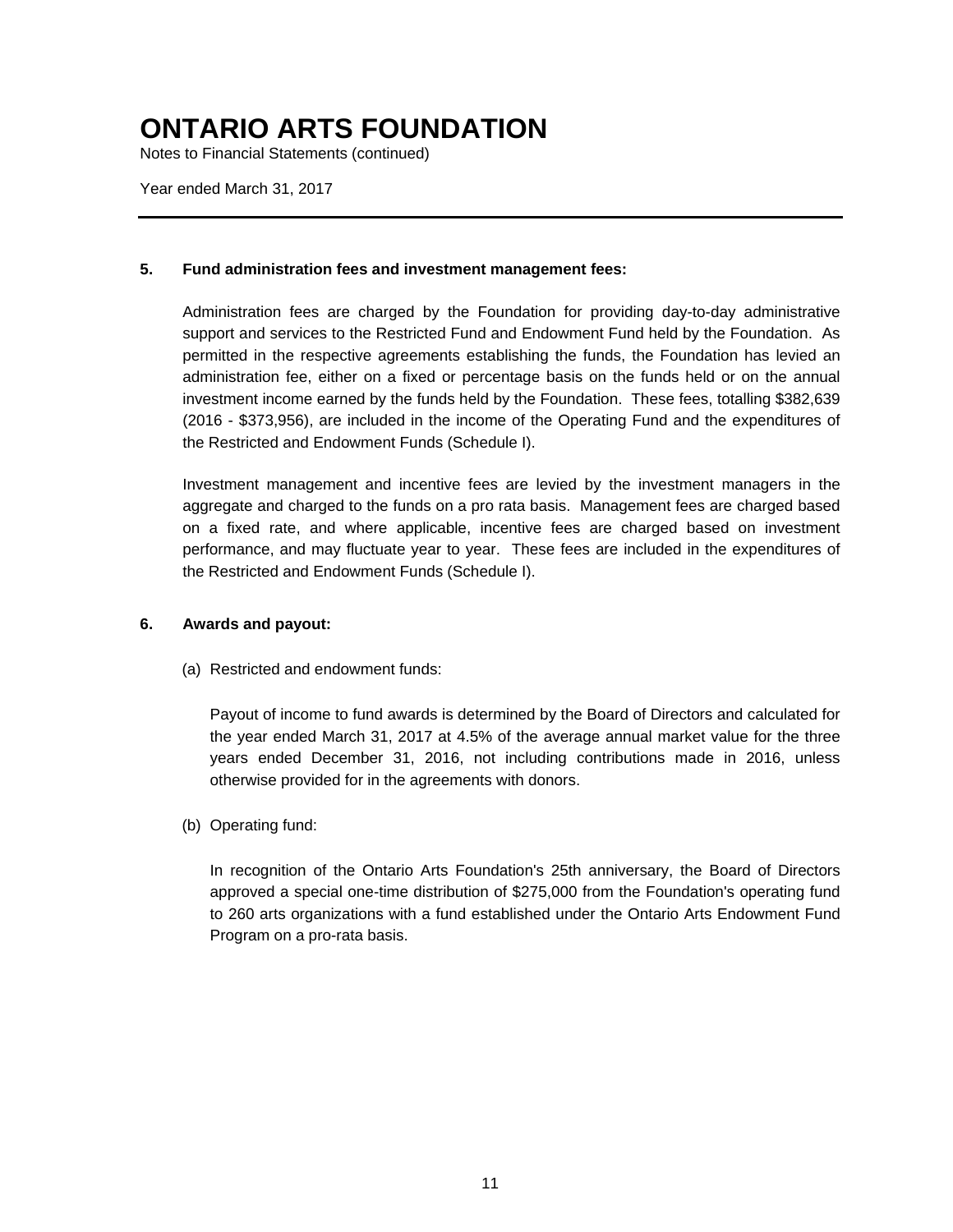# ONTARIO ARTS FOUNDATION

Notes to Financial Statements (continued)

Year ended March 31, 2017

---

**5. Fund administration fees and investment management fees:**

Administration fees are charged by the Foundation for providing day-to-day administrative support and services to the Restricted Fund and Endowment Fund held by the Foundation. As permitted in the respective agreements establishing the funds, the Foundation has levied an administration fee, either on a fixed or percentage basis on the funds held or on the annual investment income earned by the funds held by the Foundation. These fees, totalling $382,639 (2016 - $373,956), are included in the income of the Operating Fund and the expenditures of the Restricted and Endowment Funds (Schedule I).

Investment management and incentive fees are levied by the investment managers in the aggregate and charged to the funds on a pro rata basis. Management fees are charged based on a fixed rate, and where applicable, incentive fees are charged based on investment performance, and may fluctuate year to year. These fees are included in the expenditures of the Restricted and Endowment Funds (Schedule I).

**6. Awards and payout:**

(a) Restricted and endowment funds:

Payout of income to fund awards is determined by the Board of Directors and calculated for the year ended March 31, 2017 at 4.5% of the average annual market value for the three years ended December 31, 2016, not including contributions made in 2016, unless otherwise provided for in the agreements with donors.

(b) Operating fund:

In recognition of the Ontario Arts Foundation's 25th anniversary, the Board of Directors approved a special one-time distribution of $275,000 from the Foundation's operating fund to 260 arts organizations with a fund established under the Ontario Arts Endowment Fund Program on a pro-rata basis.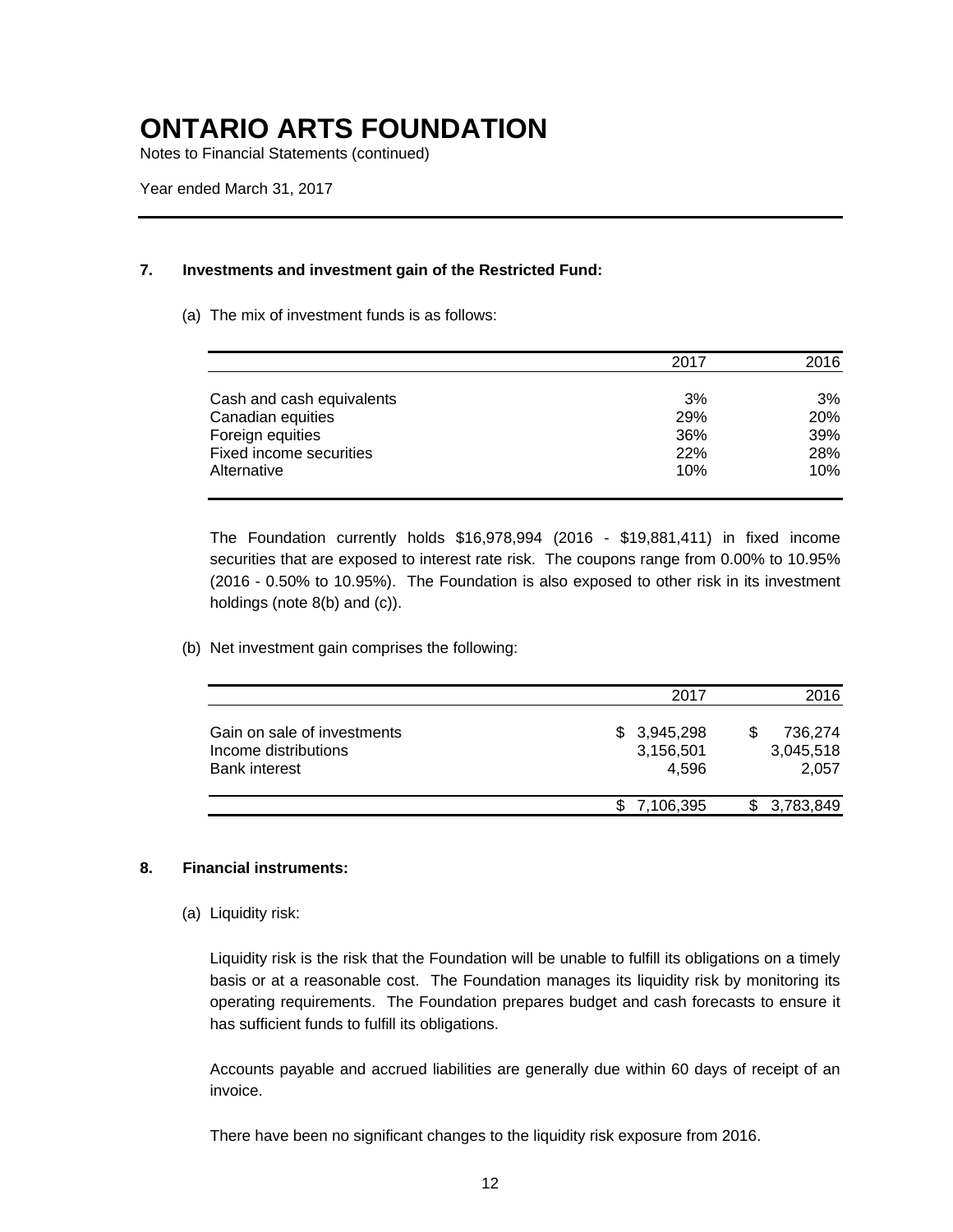# ONTARIO ARTS FOUNDATION

Notes to Financial Statements (continued)

Year ended March 31, 2017

### 7. Investments and investment gain of the Restricted Fund:

(a) The mix of investment funds is as follows:

| | 2017 | 2016 |
|---|---|---|
| Cash and cash equivalents | 3% | 3% |
| Canadian equities | 29% | 20% |
| Foreign equities | 36% | 39% |
| Fixed income securities | 22% | 28% |
| Alternative | 10% | 10% |

The Foundation currently holds $16,978,994 (2016 - $19,881,411) in fixed income securities that are exposed to interest rate risk. The coupons range from 0.00% to 10.95% (2016 - 0.50% to 10.95%). The Foundation is also exposed to other risk in its investment holdings (note 8(b) and (c)).

(b) Net investment gain comprises the following:

| | 2017 | 2016 |
|---|---|---|
| Gain on sale of investments | $ 3,945,298 | $ 736,274 |
| Income distributions | 3,156,501 | 3,045,518 |
| Bank interest | 4,596 | 2,057 |
| | $ 7,106,395 | $ 3,783,849 |

### 8. Financial instruments:

(a) Liquidity risk:

Liquidity risk is the risk that the Foundation will be unable to fulfill its obligations on a timely basis or at a reasonable cost. The Foundation manages its liquidity risk by monitoring its operating requirements. The Foundation prepares budget and cash forecasts to ensure it has sufficient funds to fulfill its obligations.

Accounts payable and accrued liabilities are generally due within 60 days of receipt of an invoice.

There have been no significant changes to the liquidity risk exposure from 2016.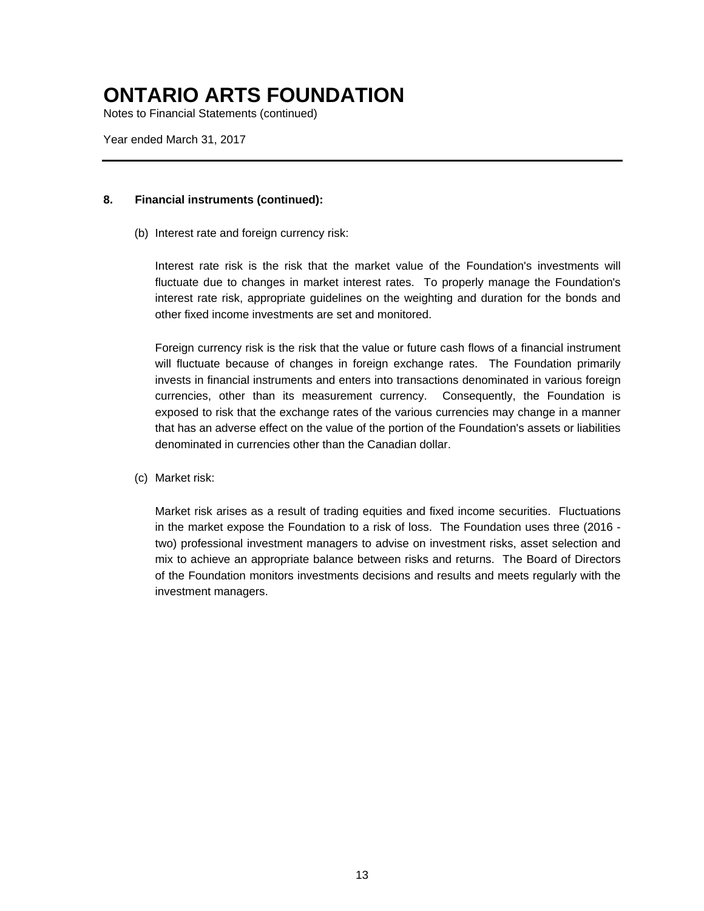# ONTARIO ARTS FOUNDATION

Notes to Financial Statements (continued)

Year ended March 31, 2017

**8. Financial instruments (continued):**

(b) Interest rate and foreign currency risk:

Interest rate risk is the risk that the market value of the Foundation's investments will fluctuate due to changes in market interest rates. To properly manage the Foundation's interest rate risk, appropriate guidelines on the weighting and duration for the bonds and other fixed income investments are set and monitored.

Foreign currency risk is the risk that the value or future cash flows of a financial instrument will fluctuate because of changes in foreign exchange rates. The Foundation primarily invests in financial instruments and enters into transactions denominated in various foreign currencies, other than its measurement currency. Consequently, the Foundation is exposed to risk that the exchange rates of the various currencies may change in a manner that has an adverse effect on the value of the portion of the Foundation's assets or liabilities denominated in currencies other than the Canadian dollar.

(c) Market risk:

Market risk arises as a result of trading equities and fixed income securities. Fluctuations in the market expose the Foundation to a risk of loss. The Foundation uses three (2016 - two) professional investment managers to advise on investment risks, asset selection and mix to achieve an appropriate balance between risks and returns. The Board of Directors of the Foundation monitors investments decisions and results and meets regularly with the investment managers.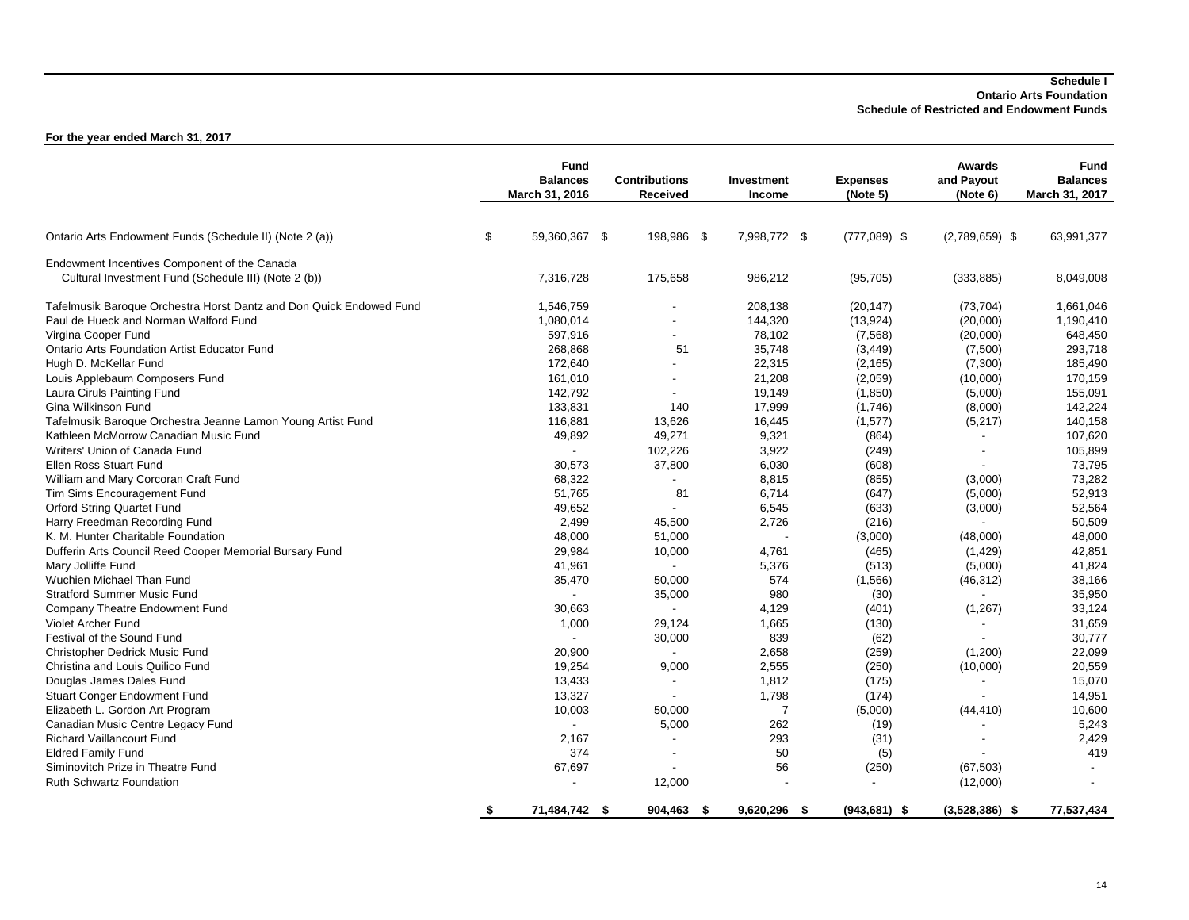**Schedule I**
**Ontario Arts Foundation**
**Schedule of Restricted and Endowment Funds**

**For the year ended March 31, 2017**

| | Fund Balances March 31, 2016 | Contributions Received | Investment Income | Expenses (Note 5) | Awards and Payout (Note 6) | Fund Balances March 31, 2017 |
|---|---|---|---|---|---|---|
| Ontario Arts Endowment Funds (Schedule II) (Note 2 (a)) | $ 59,360,367 | $ 198,986 | $ 7,998,772 | $ (777,089) | $ (2,789,659) | $ 63,991,377 |
| Endowment Incentives Component of the Canada Cultural Investment Fund (Schedule III) (Note 2 (b)) | 7,316,728 | 175,658 | 986,212 | (95,705) | (333,885) | 8,049,008 |
| Tafelmusik Baroque Orchestra Horst Dantz and Don Quick Endowed Fund | 1,546,759 | - | 208,138 | (20,147) | (73,704) | 1,661,046 |
| Paul de Hueck and Norman Walford Fund | 1,080,014 | - | 144,320 | (13,924) | (20,000) | 1,190,410 |
| Virgina Cooper Fund | 597,916 | - | 78,102 | (7,568) | (20,000) | 648,450 |
| Ontario Arts Foundation Artist Educator Fund | 268,868 | 51 | 35,748 | (3,449) | (7,500) | 293,718 |
| Hugh D. McKellar Fund | 172,640 | - | 22,315 | (2,165) | (7,300) | 185,490 |
| Louis Applebaum Composers Fund | 161,010 | - | 21,208 | (2,059) | (10,000) | 170,159 |
| Laura Ciruls Painting Fund | 142,792 | - | 19,149 | (1,850) | (5,000) | 155,091 |
| Gina Wilkinson Fund | 133,831 | 140 | 17,999 | (1,746) | (8,000) | 142,224 |
| Tafelmusik Baroque Orchestra Jeanne Lamon Young Artist Fund | 116,881 | 13,626 | 16,445 | (1,577) | (5,217) | 140,158 |
| Kathleen McMorrow Canadian Music Fund | 49,892 | 49,271 | 9,321 | (864) | - | 107,620 |
| Writers' Union of Canada Fund | - | 102,226 | 3,922 | (249) | - | 105,899 |
| Ellen Ross Stuart Fund | 30,573 | 37,800 | 6,030 | (608) | - | 73,795 |
| William and Mary Corcoran Craft Fund | 68,322 | - | 8,815 | (855) | (3,000) | 73,282 |
| Tim Sims Encouragement Fund | 51,765 | 81 | 6,714 | (647) | (5,000) | 52,913 |
| Orford String Quartet Fund | 49,652 | - | 6,545 | (633) | (3,000) | 52,564 |
| Harry Freedman Recording Fund | 2,499 | 45,500 | 2,726 | (216) | - | 50,509 |
| K. M. Hunter Charitable Foundation | 48,000 | 51,000 | - | (3,000) | (48,000) | 48,000 |
| Dufferin Arts Council Reed Cooper Memorial Bursary Fund | 29,984 | 10,000 | 4,761 | (465) | (1,429) | 42,851 |
| Mary Jolliffe Fund | 41,961 | - | 5,376 | (513) | (5,000) | 41,824 |
| Wuchien Michael Than Fund | 35,470 | 50,000 | 574 | (1,566) | (46,312) | 38,166 |
| Stratford Summer Music Fund | - | 35,000 | 980 | (30) | - | 35,950 |
| Company Theatre Endowment Fund | 30,663 | - | 4,129 | (401) | (1,267) | 33,124 |
| Violet Archer Fund | 1,000 | 29,124 | 1,665 | (130) | - | 31,659 |
| Festival of the Sound Fund | - | 30,000 | 839 | (62) | - | 30,777 |
| Christopher Dedrick Music Fund | 20,900 | - | 2,658 | (259) | (1,200) | 22,099 |
| Christina and Louis Quilico Fund | 19,254 | 9,000 | 2,555 | (250) | (10,000) | 20,559 |
| Douglas James Dales Fund | 13,433 | - | 1,812 | (175) | - | 15,070 |
| Stuart Conger Endowment Fund | 13,327 | - | 1,798 | (174) | - | 14,951 |
| Elizabeth L. Gordon Art Program | 10,003 | 50,000 | 7 | (5,000) | (44,410) | 10,600 |
| Canadian Music Centre Legacy Fund | - | 5,000 | 262 | (19) | - | 5,243 |
| Richard Vaillancourt Fund | 2,167 | - | 293 | (31) | - | 2,429 |
| Eldred Family Fund | 374 | - | 50 | (5) | - | 419 |
| Siminovitch Prize in Theatre Fund | 67,697 | - | 56 | (250) | (67,503) | - |
| Ruth Schwartz Foundation | - | 12,000 | - | - | (12,000) | - |
| | **$ 71,484,742** | **$ 904,463** | **$ 9,620,296** | **$ (943,681)** | **$ (3,528,386)** | **$ 77,537,434** |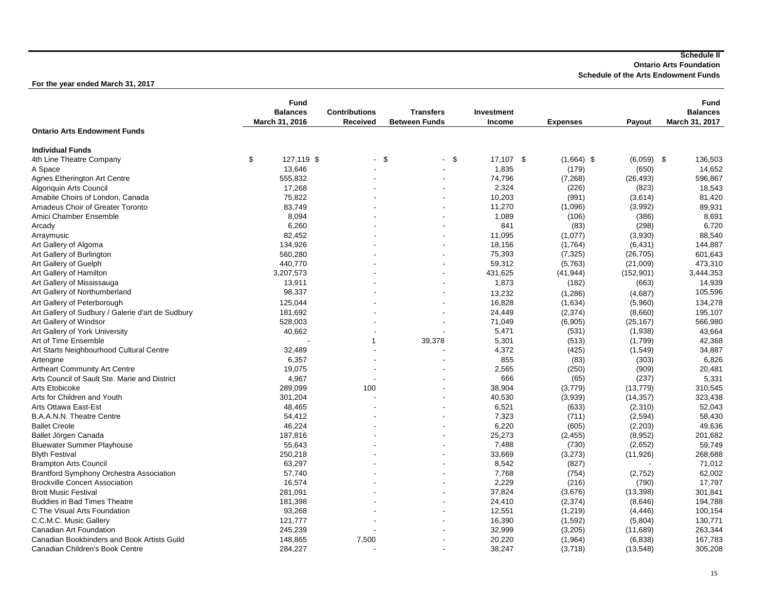**Schedule II**
**Ontario Arts Foundation**
**Schedule of the Arts Endowment Funds**

**For the year ended March 31, 2017**

| Ontario Arts Endowment Funds | Fund Balances March 31, 2016 | Contributions Received | Transfers Between Funds | Investment Income | Expenses | Payout | Fund Balances March 31, 2017 |
|---|---|---|---|---|---|---|---|
| **Individual Funds** | | | | | | | |
| 4th Line Theatre Company | $ 127,119 | $ - | $ - | $ 17,107 | $ (1,664) | $ (6,059) | $ 136,503 |
| A Space | 13,646 | - | - | 1,835 | (179) | (650) | 14,652 |
| Agnes Etherington Art Centre | 555,832 | - | - | 74,796 | (7,268) | (26,493) | 596,867 |
| Algonquin Arts Council | 17,268 | - | - | 2,324 | (226) | (823) | 18,543 |
| Amabile Choirs of London, Canada | 75,822 | - | - | 10,203 | (991) | (3,614) | 81,420 |
| Amadeus Choir of Greater Toronto | 83,749 | - | - | 11,270 | (1,096) | (3,992) | 89,931 |
| Amici Chamber Ensemble | 8,094 | - | - | 1,089 | (106) | (386) | 8,691 |
| Arcady | 6,260 | - | - | 841 | (83) | (298) | 6,720 |
| Arraymusic | 82,452 | - | - | 11,095 | (1,077) | (3,930) | 88,540 |
| Art Gallery of Algoma | 134,926 | - | - | 18,156 | (1,764) | (6,431) | 144,887 |
| Art Gallery of Burlington | 560,280 | - | - | 75,393 | (7,325) | (26,705) | 601,643 |
| Art Gallery of Guelph | 440,770 | - | - | 59,312 | (5,763) | (21,009) | 473,310 |
| Art Gallery of Hamilton | 3,207,573 | - | - | 431,625 | (41,944) | (152,901) | 3,444,353 |
| Art Gallery of Mississauga | 13,911 | - | - | 1,873 | (182) | (663) | 14,939 |
| Art Gallery of Northumberland | 98,337 | - | - | 13,232 | (1,286) | (4,687) | 105,596 |
| Art Gallery of Peterborough | 125,044 | - | - | 16,828 | (1,634) | (5,960) | 134,278 |
| Art Gallery of Sudbury / Galerie d'art de Sudbury | 181,692 | - | - | 24,449 | (2,374) | (8,660) | 195,107 |
| Art Gallery of Windsor | 528,003 | - | - | 71,049 | (6,905) | (25,167) | 566,980 |
| Art Gallery of York University | 40,662 | - | - | 5,471 | (531) | (1,938) | 43,664 |
| Art of Time Ensemble | - | 1 | 39,378 | 5,301 | (513) | (1,799) | 42,368 |
| Art Starts Neighbourhood Cultural Centre | 32,489 | - | - | 4,372 | (425) | (1,549) | 34,887 |
| Artengine | 6,357 | - | - | 855 | (83) | (303) | 6,826 |
| Artheart Community Art Centre | 19,075 | - | - | 2,565 | (250) | (909) | 20,481 |
| Arts Council of Sault Ste. Marie and District | 4,967 | - | - | 666 | (65) | (237) | 5,331 |
| Arts Etobicoke | 289,099 | 100 | - | 38,904 | (3,779) | (13,779) | 310,545 |
| Arts for Children and Youth | 301,204 | - | - | 40,530 | (3,939) | (14,357) | 323,438 |
| Arts Ottawa East-Est | 48,465 | - | - | 6,521 | (633) | (2,310) | 52,043 |
| B.A.A.N.N. Theatre Centre | 54,412 | - | - | 7,323 | (711) | (2,594) | 58,430 |
| Ballet Creole | 46,224 | - | - | 6,220 | (605) | (2,203) | 49,636 |
| Ballet Jörgen Canada | 187,816 | - | - | 25,273 | (2,455) | (8,952) | 201,682 |
| Bluewater Summer Playhouse | 55,643 | - | - | 7,488 | (730) | (2,652) | 59,749 |
| Blyth Festival | 250,218 | - | - | 33,669 | (3,273) | (11,926) | 268,688 |
| Brampton Arts Council | 63,297 | - | - | 8,542 | (827) | - | 71,012 |
| Brantford Symphony Orchestra Association | 57,740 | - | - | 7,768 | (754) | (2,752) | 62,002 |
| Brockville Concert Association | 16,574 | - | - | 2,229 | (216) | (790) | 17,797 |
| Brott Music Festival | 281,091 | - | - | 37,824 | (3,676) | (13,398) | 301,841 |
| Buddies in Bad Times Theatre | 181,398 | - | - | 24,410 | (2,374) | (8,646) | 194,788 |
| C The Visual Arts Foundation | 93,268 | - | - | 12,551 | (1,219) | (4,446) | 100,154 |
| C.C.M.C. Music Gallery | 121,777 | - | - | 16,390 | (1,592) | (5,804) | 130,771 |
| Canadian Art Foundation | 245,239 | - | - | 32,999 | (3,205) | (11,689) | 263,344 |
| Canadian Bookbinders and Book Artists Guild | 148,865 | 7,500 | - | 20,220 | (1,964) | (6,838) | 167,783 |
| Canadian Children's Book Centre | 284,227 | - | - | 38,247 | (3,718) | (13,548) | 305,208 |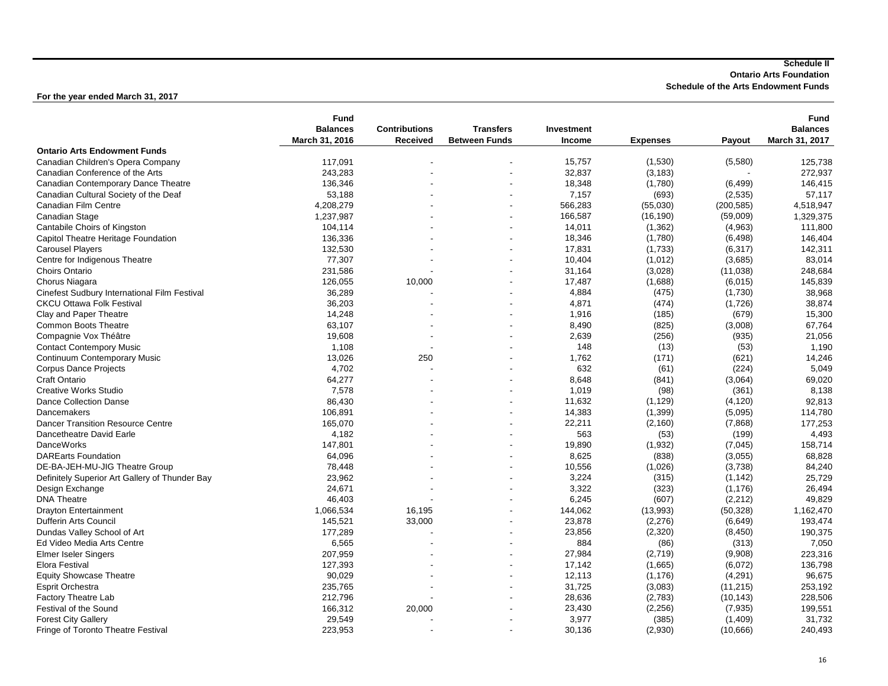**Schedule II**
**Ontario Arts Foundation**
**Schedule of the Arts Endowment Funds**

**For the year ended March 31, 2017**

| | Fund Balances March 31, 2016 | Contributions Received | Transfers Between Funds | Investment Income | Expenses | Payout | Fund Balances March 31, 2017 |
|---|---|---|---|---|---|---|---|
| **Ontario Arts Endowment Funds** | | | | | | | |
| Canadian Children's Opera Company | 117,091 | - | - | 15,757 | (1,530) | (5,580) | 125,738 |
| Canadian Conference of the Arts | 243,283 | - | - | 32,837 | (3,183) | - | 272,937 |
| Canadian Contemporary Dance Theatre | 136,346 | - | - | 18,348 | (1,780) | (6,499) | 146,415 |
| Canadian Cultural Society of the Deaf | 53,188 | - | - | 7,157 | (693) | (2,535) | 57,117 |
| Canadian Film Centre | 4,208,279 | - | - | 566,283 | (55,030) | (200,585) | 4,518,947 |
| Canadian Stage | 1,237,987 | - | - | 166,587 | (16,190) | (59,009) | 1,329,375 |
| Cantabile Choirs of Kingston | 104,114 | - | - | 14,011 | (1,362) | (4,963) | 111,800 |
| Capitol Theatre Heritage Foundation | 136,336 | - | - | 18,346 | (1,780) | (6,498) | 146,404 |
| Carousel Players | 132,530 | - | - | 17,831 | (1,733) | (6,317) | 142,311 |
| Centre for Indigenous Theatre | 77,307 | - | - | 10,404 | (1,012) | (3,685) | 83,014 |
| Choirs Ontario | 231,586 | - | - | 31,164 | (3,028) | (11,038) | 248,684 |
| Chorus Niagara | 126,055 | 10,000 | - | 17,487 | (1,688) | (6,015) | 145,839 |
| Cinefest Sudbury International Film Festival | 36,289 | - | - | 4,884 | (475) | (1,730) | 38,968 |
| CKCU Ottawa Folk Festival | 36,203 | - | - | 4,871 | (474) | (1,726) | 38,874 |
| Clay and Paper Theatre | 14,248 | - | - | 1,916 | (185) | (679) | 15,300 |
| Common Boots Theatre | 63,107 | - | - | 8,490 | (825) | (3,008) | 67,764 |
| Compagnie Vox Théâtre | 19,608 | - | - | 2,639 | (256) | (935) | 21,056 |
| Contact Contempory Music | 1,108 | - | - | 148 | (13) | (53) | 1,190 |
| Continuum Contemporary Music | 13,026 | 250 | - | 1,762 | (171) | (621) | 14,246 |
| Corpus Dance Projects | 4,702 | - | - | 632 | (61) | (224) | 5,049 |
| Craft Ontario | 64,277 | - | - | 8,648 | (841) | (3,064) | 69,020 |
| Creative Works Studio | 7,578 | - | - | 1,019 | (98) | (361) | 8,138 |
| Dance Collection Danse | 86,430 | - | - | 11,632 | (1,129) | (4,120) | 92,813 |
| Dancemakers | 106,891 | - | - | 14,383 | (1,399) | (5,095) | 114,780 |
| Dancer Transition Resource Centre | 165,070 | - | - | 22,211 | (2,160) | (7,868) | 177,253 |
| Dancetheatre David Earle | 4,182 | - | - | 563 | (53) | (199) | 4,493 |
| DanceWorks | 147,801 | - | - | 19,890 | (1,932) | (7,045) | 158,714 |
| DAREarts Foundation | 64,096 | - | - | 8,625 | (838) | (3,055) | 68,828 |
| DE-BA-JEH-MU-JIG Theatre Group | 78,448 | - | - | 10,556 | (1,026) | (3,738) | 84,240 |
| Definitely Superior Art Gallery of Thunder Bay | 23,962 | - | - | 3,224 | (315) | (1,142) | 25,729 |
| Design Exchange | 24,671 | - | - | 3,322 | (323) | (1,176) | 26,494 |
| DNA Theatre | 46,403 | - | - | 6,245 | (607) | (2,212) | 49,829 |
| Drayton Entertainment | 1,066,534 | 16,195 | - | 144,062 | (13,993) | (50,328) | 1,162,470 |
| Dufferin Arts Council | 145,521 | 33,000 | - | 23,878 | (2,276) | (6,649) | 193,474 |
| Dundas Valley School of Art | 177,289 | - | - | 23,856 | (2,320) | (8,450) | 190,375 |
| Ed Video Media Arts Centre | 6,565 | - | - | 884 | (86) | (313) | 7,050 |
| Elmer Iseler Singers | 207,959 | - | - | 27,984 | (2,719) | (9,908) | 223,316 |
| Elora Festival | 127,393 | - | - | 17,142 | (1,665) | (6,072) | 136,798 |
| Equity Showcase Theatre | 90,029 | - | - | 12,113 | (1,176) | (4,291) | 96,675 |
| Esprit Orchestra | 235,765 | - | - | 31,725 | (3,083) | (11,215) | 253,192 |
| Factory Theatre Lab | 212,796 | - | - | 28,636 | (2,783) | (10,143) | 228,506 |
| Festival of the Sound | 166,312 | 20,000 | - | 23,430 | (2,256) | (7,935) | 199,551 |
| Forest City Gallery | 29,549 | - | - | 3,977 | (385) | (1,409) | 31,732 |
| Fringe of Toronto Theatre Festival | 223,953 | - | - | 30,136 | (2,930) | (10,666) | 240,493 |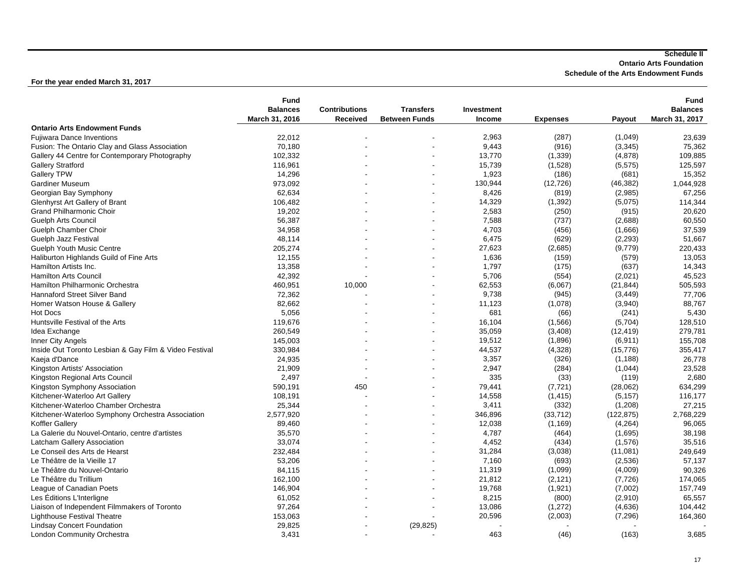**Schedule II**
**Ontario Arts Foundation**
**Schedule of the Arts Endowment Funds**

**For the year ended March 31, 2017**

| | Fund Balances March 31, 2016 | Contributions Received | Transfers Between Funds | Investment Income | Expenses | Payout | Fund Balances March 31, 2017 |
|---|---|---|---|---|---|---|---|
| **Ontario Arts Endowment Funds** | | | | | | | |
| Fujiwara Dance Inventions | 22,012 | - | - | 2,963 | (287) | (1,049) | 23,639 |
| Fusion: The Ontario Clay and Glass Association | 70,180 | - | - | 9,443 | (916) | (3,345) | 75,362 |
| Gallery 44 Centre for Contemporary Photography | 102,332 | - | - | 13,770 | (1,339) | (4,878) | 109,885 |
| Gallery Stratford | 116,961 | - | - | 15,739 | (1,528) | (5,575) | 125,597 |
| Gallery TPW | 14,296 | - | - | 1,923 | (186) | (681) | 15,352 |
| Gardiner Museum | 973,092 | - | - | 130,944 | (12,726) | (46,382) | 1,044,928 |
| Georgian Bay Symphony | 62,634 | - | - | 8,426 | (819) | (2,985) | 67,256 |
| Glenhyrst Art Gallery of Brant | 106,482 | - | - | 14,329 | (1,392) | (5,075) | 114,344 |
| Grand Philharmonic Choir | 19,202 | - | - | 2,583 | (250) | (915) | 20,620 |
| Guelph Arts Council | 56,387 | - | - | 7,588 | (737) | (2,688) | 60,550 |
| Guelph Chamber Choir | 34,958 | - | - | 4,703 | (456) | (1,666) | 37,539 |
| Guelph Jazz Festival | 48,114 | - | - | 6,475 | (629) | (2,293) | 51,667 |
| Guelph Youth Music Centre | 205,274 | - | - | 27,623 | (2,685) | (9,779) | 220,433 |
| Haliburton Highlands Guild of Fine Arts | 12,155 | - | - | 1,636 | (159) | (579) | 13,053 |
| Hamilton Artists Inc. | 13,358 | - | - | 1,797 | (175) | (637) | 14,343 |
| Hamilton Arts Council | 42,392 | - | - | 5,706 | (554) | (2,021) | 45,523 |
| Hamilton Philharmonic Orchestra | 460,951 | 10,000 | - | 62,553 | (6,067) | (21,844) | 505,593 |
| Hannaford Street Silver Band | 72,362 | - | - | 9,738 | (945) | (3,449) | 77,706 |
| Homer Watson House & Gallery | 82,662 | - | - | 11,123 | (1,078) | (3,940) | 88,767 |
| Hot Docs | 5,056 | - | - | 681 | (66) | (241) | 5,430 |
| Huntsville Festival of the Arts | 119,676 | - | - | 16,104 | (1,566) | (5,704) | 128,510 |
| Idea Exchange | 260,549 | - | - | 35,059 | (3,408) | (12,419) | 279,781 |
| Inner City Angels | 145,003 | - | - | 19,512 | (1,896) | (6,911) | 155,708 |
| Inside Out Toronto Lesbian & Gay Film & Video Festival | 330,984 | - | - | 44,537 | (4,328) | (15,776) | 355,417 |
| Kaeja d'Dance | 24,935 | - | - | 3,357 | (326) | (1,188) | 26,778 |
| Kingston Artists' Association | 21,909 | - | - | 2,947 | (284) | (1,044) | 23,528 |
| Kingston Regional Arts Council | 2,497 | - | - | 335 | (33) | (119) | 2,680 |
| Kingston Symphony Association | 590,191 | 450 | - | 79,441 | (7,721) | (28,062) | 634,299 |
| Kitchener-Waterloo Art Gallery | 108,191 | - | - | 14,558 | (1,415) | (5,157) | 116,177 |
| Kitchener-Waterloo Chamber Orchestra | 25,344 | - | - | 3,411 | (332) | (1,208) | 27,215 |
| Kitchener-Waterloo Symphony Orchestra Association | 2,577,920 | - | - | 346,896 | (33,712) | (122,875) | 2,768,229 |
| Koffler Gallery | 89,460 | - | - | 12,038 | (1,169) | (4,264) | 96,065 |
| La Galerie du Nouvel-Ontario, centre d'artistes | 35,570 | - | - | 4,787 | (464) | (1,695) | 38,198 |
| Latcham Gallery Association | 33,074 | - | - | 4,452 | (434) | (1,576) | 35,516 |
| Le Conseil des Arts de Hearst | 232,484 | - | - | 31,284 | (3,038) | (11,081) | 249,649 |
| Le Théâtre de la Vieille 17 | 53,206 | - | - | 7,160 | (693) | (2,536) | 57,137 |
| Le Théâtre du Nouvel-Ontario | 84,115 | - | - | 11,319 | (1,099) | (4,009) | 90,326 |
| Le Théâtre du Trillium | 162,100 | - | - | 21,812 | (2,121) | (7,726) | 174,065 |
| League of Canadian Poets | 146,904 | - | - | 19,768 | (1,921) | (7,002) | 157,749 |
| Les Éditions L'Interligne | 61,052 | - | - | 8,215 | (800) | (2,910) | 65,557 |
| Liaison of Independent Filmmakers of Toronto | 97,264 | - | - | 13,086 | (1,272) | (4,636) | 104,442 |
| Lighthouse Festival Theatre | 153,063 | - | - | 20,596 | (2,003) | (7,296) | 164,360 |
| Lindsay Concert Foundation | 29,825 | - | (29,825) | - | - | - | - |
| London Community Orchestra | 3,431 | - | - | 463 | (46) | (163) | 3,685 |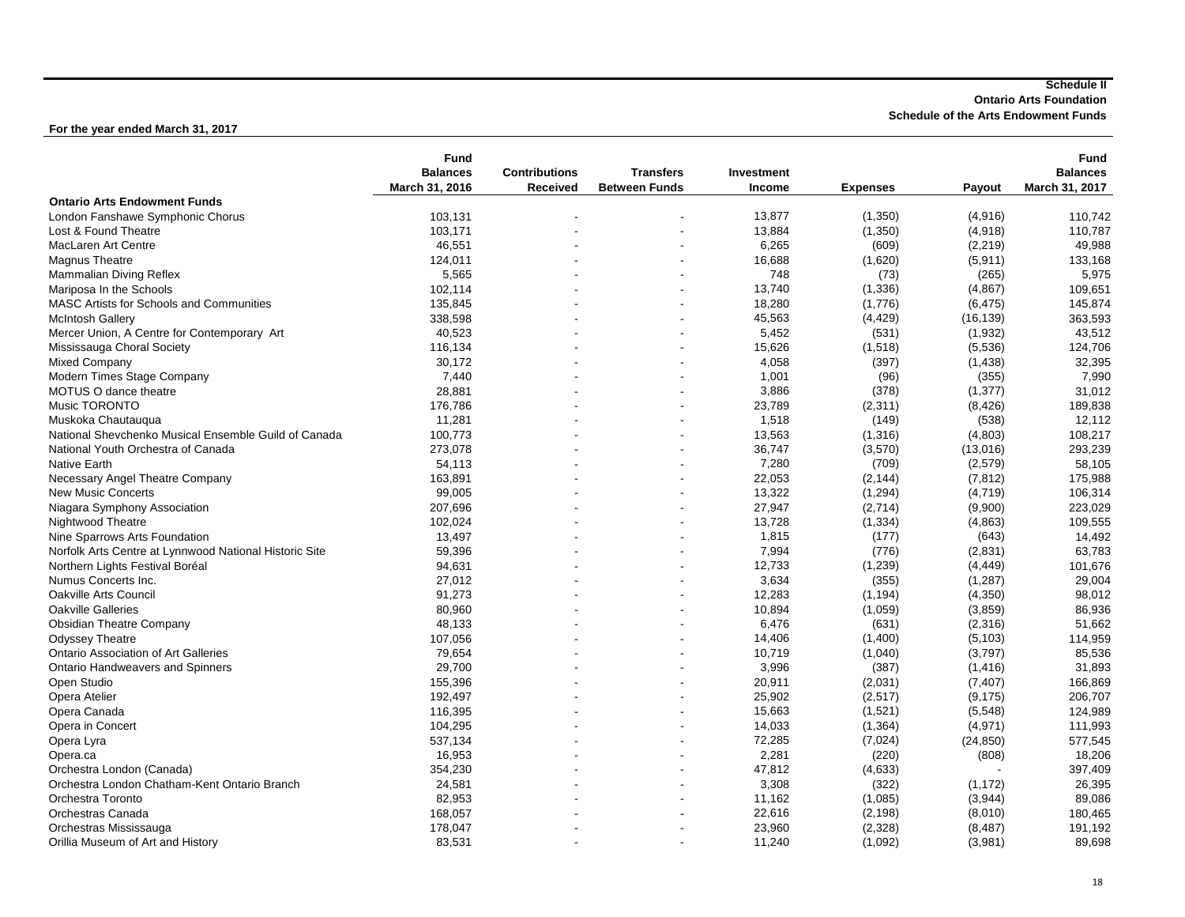**Schedule II**
**Ontario Arts Foundation**
**Schedule of the Arts Endowment Funds**

**For the year ended March 31, 2017**

| | Fund Balances March 31, 2016 | Contributions Received | Transfers Between Funds | Investment Income | Expenses | Payout | Fund Balances March 31, 2017 |
|---|---|---|---|---|---|---|---|
| **Ontario Arts Endowment Funds** | | | | | | | |
| London Fanshawe Symphonic Chorus | 103,131 | - | - | 13,877 | (1,350) | (4,916) | 110,742 |
| Lost & Found Theatre | 103,171 | - | - | 13,884 | (1,350) | (4,918) | 110,787 |
| MacLaren Art Centre | 46,551 | - | - | 6,265 | (609) | (2,219) | 49,988 |
| Magnus Theatre | 124,011 | - | - | 16,688 | (1,620) | (5,911) | 133,168 |
| Mammalian Diving Reflex | 5,565 | - | - | 748 | (73) | (265) | 5,975 |
| Mariposa In the Schools | 102,114 | - | - | 13,740 | (1,336) | (4,867) | 109,651 |
| MASC Artists for Schools and Communities | 135,845 | - | - | 18,280 | (1,776) | (6,475) | 145,874 |
| McIntosh Gallery | 338,598 | - | - | 45,563 | (4,429) | (16,139) | 363,593 |
| Mercer Union, A Centre for Contemporary Art | 40,523 | - | - | 5,452 | (531) | (1,932) | 43,512 |
| Mississauga Choral Society | 116,134 | - | - | 15,626 | (1,518) | (5,536) | 124,706 |
| Mixed Company | 30,172 | - | - | 4,058 | (397) | (1,438) | 32,395 |
| Modern Times Stage Company | 7,440 | - | - | 1,001 | (96) | (355) | 7,990 |
| MOTUS O dance theatre | 28,881 | - | - | 3,886 | (378) | (1,377) | 31,012 |
| Music TORONTO | 176,786 | - | - | 23,789 | (2,311) | (8,426) | 189,838 |
| Muskoka Chautauqua | 11,281 | - | - | 1,518 | (149) | (538) | 12,112 |
| National Shevchenko Musical Ensemble Guild of Canada | 100,773 | - | - | 13,563 | (1,316) | (4,803) | 108,217 |
| National Youth Orchestra of Canada | 273,078 | - | - | 36,747 | (3,570) | (13,016) | 293,239 |
| Native Earth | 54,113 | - | - | 7,280 | (709) | (2,579) | 58,105 |
| Necessary Angel Theatre Company | 163,891 | - | - | 22,053 | (2,144) | (7,812) | 175,988 |
| New Music Concerts | 99,005 | - | - | 13,322 | (1,294) | (4,719) | 106,314 |
| Niagara Symphony Association | 207,696 | - | - | 27,947 | (2,714) | (9,900) | 223,029 |
| Nightwood Theatre | 102,024 | - | - | 13,728 | (1,334) | (4,863) | 109,555 |
| Nine Sparrows Arts Foundation | 13,497 | - | - | 1,815 | (177) | (643) | 14,492 |
| Norfolk Arts Centre at Lynnwood National Historic Site | 59,396 | - | - | 7,994 | (776) | (2,831) | 63,783 |
| Northern Lights Festival Boréal | 94,631 | - | - | 12,733 | (1,239) | (4,449) | 101,676 |
| Numus Concerts Inc. | 27,012 | - | - | 3,634 | (355) | (1,287) | 29,004 |
| Oakville Arts Council | 91,273 | - | - | 12,283 | (1,194) | (4,350) | 98,012 |
| Oakville Galleries | 80,960 | - | - | 10,894 | (1,059) | (3,859) | 86,936 |
| Obsidian Theatre Company | 48,133 | - | - | 6,476 | (631) | (2,316) | 51,662 |
| Odyssey Theatre | 107,056 | - | - | 14,406 | (1,400) | (5,103) | 114,959 |
| Ontario Association of Art Galleries | 79,654 | - | - | 10,719 | (1,040) | (3,797) | 85,536 |
| Ontario Handweavers and Spinners | 29,700 | - | - | 3,996 | (387) | (1,416) | 31,893 |
| Open Studio | 155,396 | - | - | 20,911 | (2,031) | (7,407) | 166,869 |
| Opera Atelier | 192,497 | - | - | 25,902 | (2,517) | (9,175) | 206,707 |
| Opera Canada | 116,395 | - | - | 15,663 | (1,521) | (5,548) | 124,989 |
| Opera in Concert | 104,295 | - | - | 14,033 | (1,364) | (4,971) | 111,993 |
| Opera Lyra | 537,134 | - | - | 72,285 | (7,024) | (24,850) | 577,545 |
| Opera.ca | 16,953 | - | - | 2,281 | (220) | (808) | 18,206 |
| Orchestra London (Canada) | 354,230 | - | - | 47,812 | (4,633) | - | 397,409 |
| Orchestra London Chatham-Kent Ontario Branch | 24,581 | - | - | 3,308 | (322) | (1,172) | 26,395 |
| Orchestra Toronto | 82,953 | - | - | 11,162 | (1,085) | (3,944) | 89,086 |
| Orchestras Canada | 168,057 | - | - | 22,616 | (2,198) | (8,010) | 180,465 |
| Orchestras Mississauga | 178,047 | - | - | 23,960 | (2,328) | (8,487) | 191,192 |
| Orillia Museum of Art and History | 83,531 | - | - | 11,240 | (1,092) | (3,981) | 89,698 |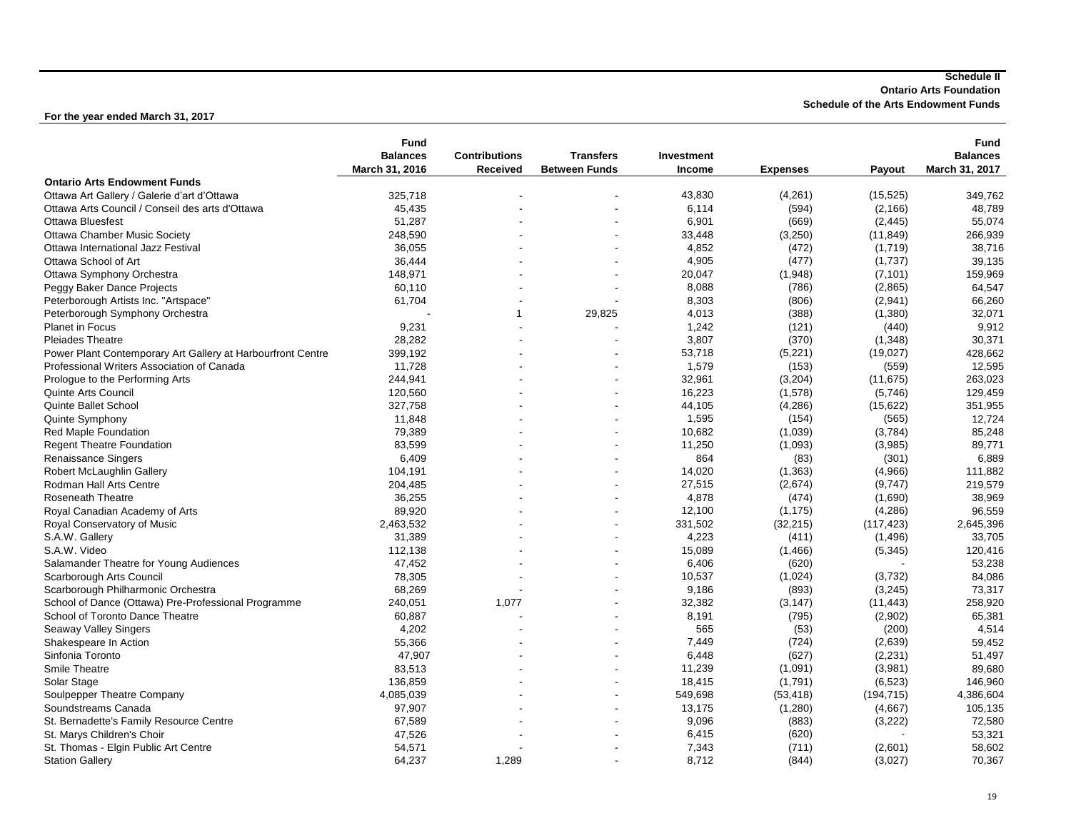**Schedule II**
**Ontario Arts Foundation**
**Schedule of the Arts Endowment Funds**

**For the year ended March 31, 2017**

| | Fund Balances March 31, 2016 | Contributions Received | Transfers Between Funds | Investment Income | Expenses | Payout | Fund Balances March 31, 2017 |
|---|---|---|---|---|---|---|---|
| **Ontario Arts Endowment Funds** | | | | | | | |
| Ottawa Art Gallery / Galerie d'art d'Ottawa | 325,718 | - | - | 43,830 | (4,261) | (15,525) | 349,762 |
| Ottawa Arts Council / Conseil des arts d'Ottawa | 45,435 | - | - | 6,114 | (594) | (2,166) | 48,789 |
| Ottawa Bluesfest | 51,287 | - | - | 6,901 | (669) | (2,445) | 55,074 |
| Ottawa Chamber Music Society | 248,590 | - | - | 33,448 | (3,250) | (11,849) | 266,939 |
| Ottawa International Jazz Festival | 36,055 | - | - | 4,852 | (472) | (1,719) | 38,716 |
| Ottawa School of Art | 36,444 | - | - | 4,905 | (477) | (1,737) | 39,135 |
| Ottawa Symphony Orchestra | 148,971 | - | - | 20,047 | (1,948) | (7,101) | 159,969 |
| Peggy Baker Dance Projects | 60,110 | - | - | 8,088 | (786) | (2,865) | 64,547 |
| Peterborough Artists Inc. "Artspace" | 61,704 | - | - | 8,303 | (806) | (2,941) | 66,260 |
| Peterborough Symphony Orchestra | - | 1 | 29,825 | 4,013 | (388) | (1,380) | 32,071 |
| Planet in Focus | 9,231 | - | - | 1,242 | (121) | (440) | 9,912 |
| Pleiades Theatre | 28,282 | - | - | 3,807 | (370) | (1,348) | 30,371 |
| Power Plant Contemporary Art Gallery at Harbourfront Centre | 399,192 | - | - | 53,718 | (5,221) | (19,027) | 428,662 |
| Professional Writers Association of Canada | 11,728 | - | - | 1,579 | (153) | (559) | 12,595 |
| Prologue to the Performing Arts | 244,941 | - | - | 32,961 | (3,204) | (11,675) | 263,023 |
| Quinte Arts Council | 120,560 | - | - | 16,223 | (1,578) | (5,746) | 129,459 |
| Quinte Ballet School | 327,758 | - | - | 44,105 | (4,286) | (15,622) | 351,955 |
| Quinte Symphony | 11,848 | - | - | 1,595 | (154) | (565) | 12,724 |
| Red Maple Foundation | 79,389 | - | - | 10,682 | (1,039) | (3,784) | 85,248 |
| Regent Theatre Foundation | 83,599 | - | - | 11,250 | (1,093) | (3,985) | 89,771 |
| Renaissance Singers | 6,409 | - | - | 864 | (83) | (301) | 6,889 |
| Robert McLaughlin Gallery | 104,191 | - | - | 14,020 | (1,363) | (4,966) | 111,882 |
| Rodman Hall Arts Centre | 204,485 | - | - | 27,515 | (2,674) | (9,747) | 219,579 |
| Roseneath Theatre | 36,255 | - | - | 4,878 | (474) | (1,690) | 38,969 |
| Royal Canadian Academy of Arts | 89,920 | - | - | 12,100 | (1,175) | (4,286) | 96,559 |
| Royal Conservatory of Music | 2,463,532 | - | - | 331,502 | (32,215) | (117,423) | 2,645,396 |
| S.A.W. Gallery | 31,389 | - | - | 4,223 | (411) | (1,496) | 33,705 |
| S.A.W. Video | 112,138 | - | - | 15,089 | (1,466) | (5,345) | 120,416 |
| Salamander Theatre for Young Audiences | 47,452 | - | - | 6,406 | (620) | - | 53,238 |
| Scarborough Arts Council | 78,305 | - | - | 10,537 | (1,024) | (3,732) | 84,086 |
| Scarborough Philharmonic Orchestra | 68,269 | - | - | 9,186 | (893) | (3,245) | 73,317 |
| School of Dance (Ottawa) Pre-Professional Programme | 240,051 | 1,077 | - | 32,382 | (3,147) | (11,443) | 258,920 |
| School of Toronto Dance Theatre | 60,887 | - | - | 8,191 | (795) | (2,902) | 65,381 |
| Seaway Valley Singers | 4,202 | - | - | 565 | (53) | (200) | 4,514 |
| Shakespeare In Action | 55,366 | - | - | 7,449 | (724) | (2,639) | 59,452 |
| Sinfonia Toronto | 47,907 | - | - | 6,448 | (627) | (2,231) | 51,497 |
| Smile Theatre | 83,513 | - | - | 11,239 | (1,091) | (3,981) | 89,680 |
| Solar Stage | 136,859 | - | - | 18,415 | (1,791) | (6,523) | 146,960 |
| Soulpepper Theatre Company | 4,085,039 | - | - | 549,698 | (53,418) | (194,715) | 4,386,604 |
| Soundstreams Canada | 97,907 | - | - | 13,175 | (1,280) | (4,667) | 105,135 |
| St. Bernadette's Family Resource Centre | 67,589 | - | - | 9,096 | (883) | (3,222) | 72,580 |
| St. Marys Children's Choir | 47,526 | - | - | 6,415 | (620) | - | 53,321 |
| St. Thomas - Elgin Public Art Centre | 54,571 | - | - | 7,343 | (711) | (2,601) | 58,602 |
| Station Gallery | 64,237 | 1,289 | - | 8,712 | (844) | (3,027) | 70,367 |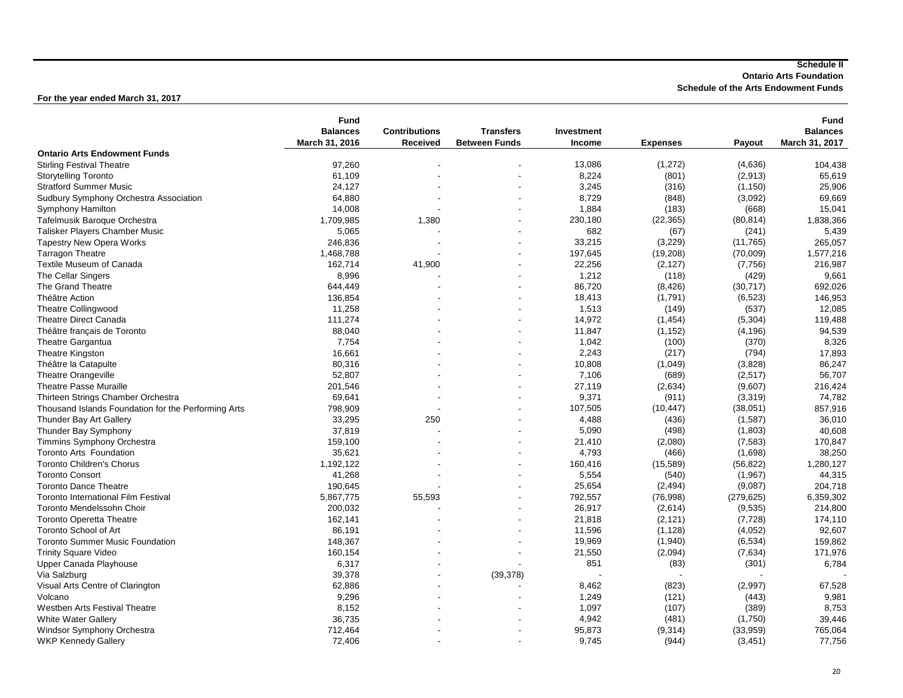**Schedule II**
**Ontario Arts Foundation**
**Schedule of the Arts Endowment Funds**

**For the year ended March 31, 2017**

| | Fund Balances March 31, 2016 | Contributions Received | Transfers Between Funds | Investment Income | Expenses | Payout | Fund Balances March 31, 2017 |
|---|---|---|---|---|---|---|---|
| **Ontario Arts Endowment Funds** | | | | | | | |
| Stirling Festival Theatre | 97,260 | - | - | 13,086 | (1,272) | (4,636) | 104,438 |
| Storytelling Toronto | 61,109 | - | - | 8,224 | (801) | (2,913) | 65,619 |
| Stratford Summer Music | 24,127 | - | - | 3,245 | (316) | (1,150) | 25,906 |
| Sudbury Symphony Orchestra Association | 64,880 | - | - | 8,729 | (848) | (3,092) | 69,669 |
| Symphony Hamilton | 14,008 | - | - | 1,884 | (183) | (668) | 15,041 |
| Tafelmusik Baroque Orchestra | 1,709,985 | 1,380 | - | 230,180 | (22,365) | (80,814) | 1,838,366 |
| Talisker Players Chamber Music | 5,065 | - | - | 682 | (67) | (241) | 5,439 |
| Tapestry New Opera Works | 246,836 | - | - | 33,215 | (3,229) | (11,765) | 265,057 |
| Tarragon Theatre | 1,468,788 | - | - | 197,645 | (19,208) | (70,009) | 1,577,216 |
| Textile Museum of Canada | 162,714 | 41,900 | - | 22,256 | (2,127) | (7,756) | 216,987 |
| The Cellar Singers | 8,996 | - | - | 1,212 | (118) | (429) | 9,661 |
| The Grand Theatre | 644,449 | - | - | 86,720 | (8,426) | (30,717) | 692,026 |
| Théâtre Action | 136,854 | - | - | 18,413 | (1,791) | (6,523) | 146,953 |
| Theatre Collingwood | 11,258 | - | - | 1,513 | (149) | (537) | 12,085 |
| Theatre Direct Canada | 111,274 | - | - | 14,972 | (1,454) | (5,304) | 119,488 |
| Théâtre français de Toronto | 88,040 | - | - | 11,847 | (1,152) | (4,196) | 94,539 |
| Theatre Gargantua | 7,754 | - | - | 1,042 | (100) | (370) | 8,326 |
| Theatre Kingston | 16,661 | - | - | 2,243 | (217) | (794) | 17,893 |
| Théâtre la Catapulte | 80,316 | - | - | 10,808 | (1,049) | (3,828) | 86,247 |
| Theatre Orangeville | 52,807 | - | - | 7,106 | (689) | (2,517) | 56,707 |
| Theatre Passe Muraille | 201,546 | - | - | 27,119 | (2,634) | (9,607) | 216,424 |
| Thirteen Strings Chamber Orchestra | 69,641 | - | - | 9,371 | (911) | (3,319) | 74,782 |
| Thousand Islands Foundation for the Performing Arts | 798,909 | - | - | 107,505 | (10,447) | (38,051) | 857,916 |
| Thunder Bay Art Gallery | 33,295 | 250 | - | 4,488 | (436) | (1,587) | 36,010 |
| Thunder Bay Symphony | 37,819 | - | - | 5,090 | (498) | (1,803) | 40,608 |
| Timmins Symphony Orchestra | 159,100 | - | - | 21,410 | (2,080) | (7,583) | 170,847 |
| Toronto Arts Foundation | 35,621 | - | - | 4,793 | (466) | (1,698) | 38,250 |
| Toronto Children's Chorus | 1,192,122 | - | - | 160,416 | (15,589) | (56,822) | 1,280,127 |
| Toronto Consort | 41,268 | - | - | 5,554 | (540) | (1,967) | 44,315 |
| Toronto Dance Theatre | 190,645 | - | - | 25,654 | (2,494) | (9,087) | 204,718 |
| Toronto International Film Festival | 5,867,775 | 55,593 | - | 792,557 | (76,998) | (279,625) | 6,359,302 |
| Toronto Mendelssohn Choir | 200,032 | - | - | 26,917 | (2,614) | (9,535) | 214,800 |
| Toronto Operetta Theatre | 162,141 | - | - | 21,818 | (2,121) | (7,728) | 174,110 |
| Toronto School of Art | 86,191 | - | - | 11,596 | (1,128) | (4,052) | 92,607 |
| Toronto Summer Music Foundation | 148,367 | - | - | 19,969 | (1,940) | (6,534) | 159,862 |
| Trinity Square Video | 160,154 | - | - | 21,550 | (2,094) | (7,634) | 171,976 |
| Upper Canada Playhouse | 6,317 | - | - | 851 | (83) | (301) | 6,784 |
| Via Salzburg | 39,378 | - | (39,378) | - | - | - | - |
| Visual Arts Centre of Clarington | 62,886 | - | - | 8,462 | (823) | (2,997) | 67,528 |
| Volcano | 9,296 | - | - | 1,249 | (121) | (443) | 9,981 |
| Westben Arts Festival Theatre | 8,152 | - | - | 1,097 | (107) | (389) | 8,753 |
| White Water Gallery | 36,735 | - | - | 4,942 | (481) | (1,750) | 39,446 |
| Windsor Symphony Orchestra | 712,464 | - | - | 95,873 | (9,314) | (33,959) | 765,064 |
| WKP Kennedy Gallery | 72,406 | - | - | 9,745 | (944) | (3,451) | 77,756 |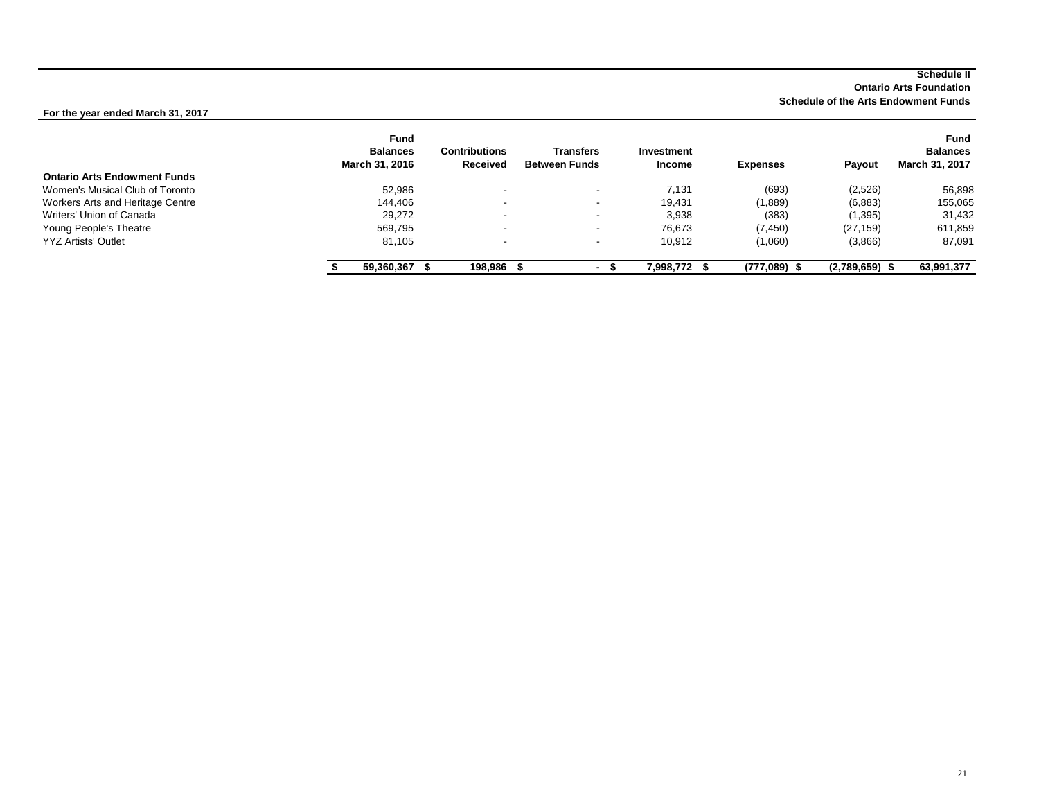**Schedule II**
**Ontario Arts Foundation**
**Schedule of the Arts Endowment Funds**

**For the year ended March 31, 2017**

| | Fund Balances March 31, 2016 | Contributions Received | Transfers Between Funds | Investment Income | Expenses | Payout | Fund Balances March 31, 2017 |
|---|---|---|---|---|---|---|---|
| **Ontario Arts Endowment Funds** | | | | | | | |
| Women's Musical Club of Toronto | 52,986 | - | - | 7,131 | (693) | (2,526) | 56,898 |
| Workers Arts and Heritage Centre | 144,406 | - | - | 19,431 | (1,889) | (6,883) | 155,065 |
| Writers' Union of Canada | 29,272 | - | - | 3,938 | (383) | (1,395) | 31,432 |
| Young People's Theatre | 569,795 | - | - | 76,673 | (7,450) | (27,159) | 611,859 |
| YYZ Artists' Outlet | 81,105 | - | - | 10,912 | (1,060) | (3,866) | 87,091 |
| | **$ 59,360,367** | **$ 198,986** | **$ -** | **$ 7,998,772** | **$ (777,089)** | **$ (2,789,659)** | **$ 63,991,377** |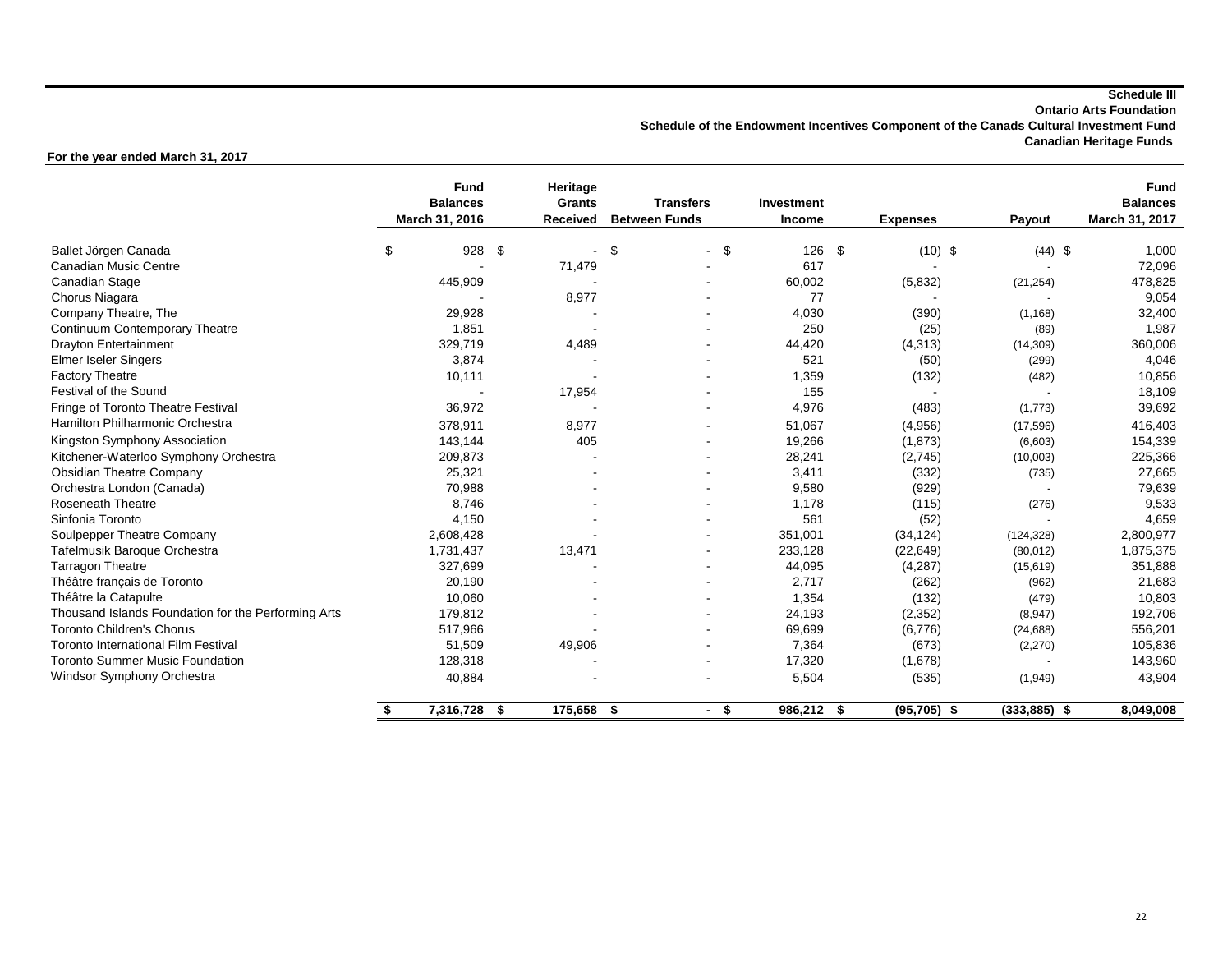**Schedule III**
**Ontario Arts Foundation**
**Schedule of the Endowment Incentives Component of the Canads Cultural Investment Fund**
**Canadian Heritage Funds**

**For the year ended March 31, 2017**

| | Fund Balances March 31, 2016 | Heritage Grants Received | Transfers Between Funds | Investment Income | Expenses | Payout | Fund Balances March 31, 2017 |
|---|---|---|---|---|---|---|---|
| Ballet Jörgen Canada | $ 928 | $ - | $ - | $ 126 | $ (10) | $ (44) | $ 1,000 |
| Canadian Music Centre | - | 71,479 | - | 617 | - | - | 72,096 |
| Canadian Stage | 445,909 | - | - | 60,002 | (5,832) | (21,254) | 478,825 |
| Chorus Niagara | - | 8,977 | - | 77 | - | - | 9,054 |
| Company Theatre, The | 29,928 | - | - | 4,030 | (390) | (1,168) | 32,400 |
| Continuum Contemporary Theatre | 1,851 | - | - | 250 | (25) | (89) | 1,987 |
| Drayton Entertainment | 329,719 | 4,489 | - | 44,420 | (4,313) | (14,309) | 360,006 |
| Elmer Iseler Singers | 3,874 | - | - | 521 | (50) | (299) | 4,046 |
| Factory Theatre | 10,111 | - | - | 1,359 | (132) | (482) | 10,856 |
| Festival of the Sound | - | 17,954 | - | 155 | - | - | 18,109 |
| Fringe of Toronto Theatre Festival | 36,972 | - | - | 4,976 | (483) | (1,773) | 39,692 |
| Hamilton Philharmonic Orchestra | 378,911 | 8,977 | - | 51,067 | (4,956) | (17,596) | 416,403 |
| Kingston Symphony Association | 143,144 | 405 | - | 19,266 | (1,873) | (6,603) | 154,339 |
| Kitchener-Waterloo Symphony Orchestra | 209,873 | - | - | 28,241 | (2,745) | (10,003) | 225,366 |
| Obsidian Theatre Company | 25,321 | - | - | 3,411 | (332) | (735) | 27,665 |
| Orchestra London (Canada) | 70,988 | - | - | 9,580 | (929) | - | 79,639 |
| Roseneath Theatre | 8,746 | - | - | 1,178 | (115) | (276) | 9,533 |
| Sinfonia Toronto | 4,150 | - | - | 561 | (52) | - | 4,659 |
| Soulpepper Theatre Company | 2,608,428 | - | - | 351,001 | (34,124) | (124,328) | 2,800,977 |
| Tafelmusik Baroque Orchestra | 1,731,437 | 13,471 | - | 233,128 | (22,649) | (80,012) | 1,875,375 |
| Tarragon Theatre | 327,699 | - | - | 44,095 | (4,287) | (15,619) | 351,888 |
| Théâtre français de Toronto | 20,190 | - | - | 2,717 | (262) | (962) | 21,683 |
| Théâtre la Catapulte | 10,060 | - | - | 1,354 | (132) | (479) | 10,803 |
| Thousand Islands Foundation for the Performing Arts | 179,812 | - | - | 24,193 | (2,352) | (8,947) | 192,706 |
| Toronto Children's Chorus | 517,966 | - | - | 69,699 | (6,776) | (24,688) | 556,201 |
| Toronto International Film Festival | 51,509 | 49,906 | - | 7,364 | (673) | (2,270) | 105,836 |
| Toronto Summer Music Foundation | 128,318 | - | - | 17,320 | (1,678) | - | 143,960 |
| Windsor Symphony Orchestra | 40,884 | - | - | 5,504 | (535) | (1,949) | 43,904 |
| | **$ 7,316,728** | **$ 175,658** | **$ -** | **$ 986,212** | **$ (95,705)** | **$ (333,885)** | **$ 8,049,008** |